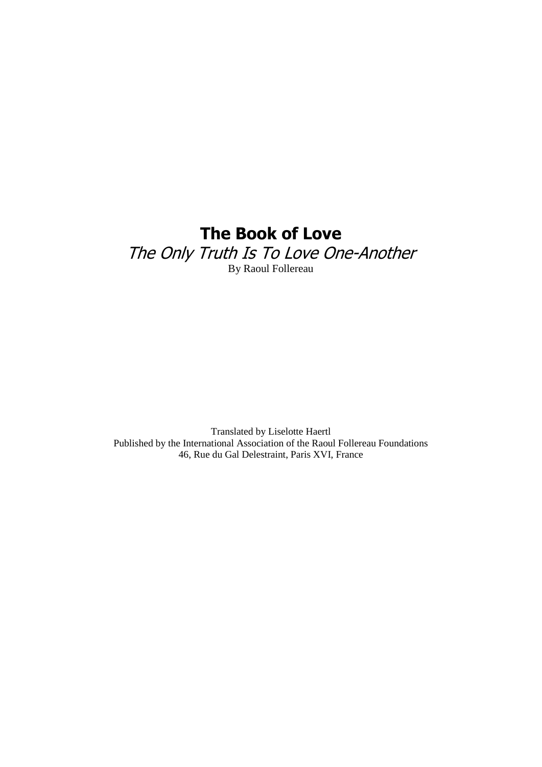# The Book of Love

*The Only Truth Is To Love One-Another*

By Raoul Follereau

Translated by Liselotte Haertl

Published by the International Association of the Raoul Follereau Foundations

46, Rue du Gal Delestraint, Paris XVI, France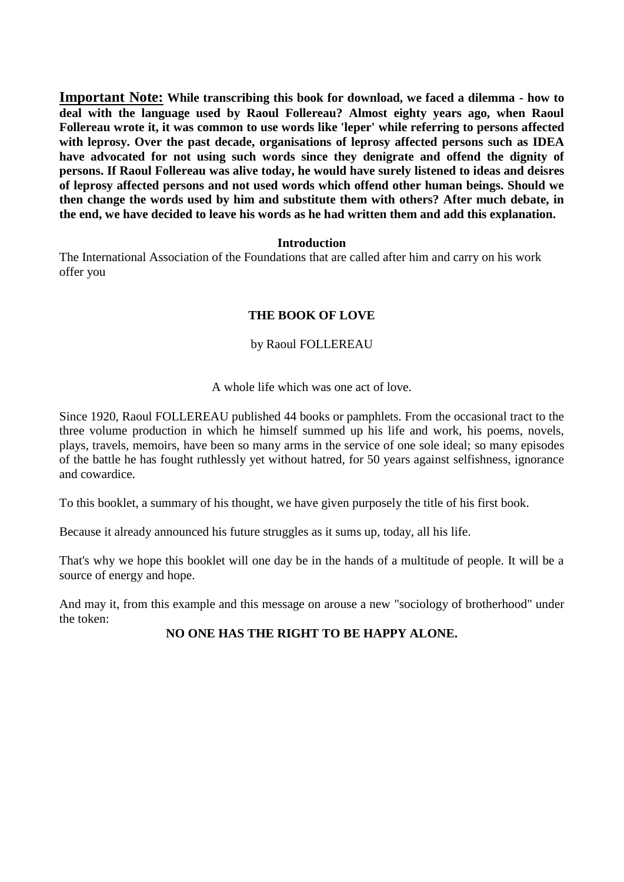**Important Note:** **While transcribing this book for download, we faced a dilemma - how to deal with the language used by Raoul Follereau? Almost eighty years ago, when Raoul Follereau wrote it, it was common to use words like 'leper' while referring to persons affected with leprosy. Over the past decade, organisations of leprosy affected persons such as IDEA have advocated for not using such words since they denigrate and offend the dignity of persons. If Raoul Follereau was alive today, he would have surely listened to ideas and deisres of leprosy affected persons and not used words which offend other human beings. Should we then change the words used by him and substitute them with others? After much debate, in the end, we have decided to leave his words as he had written them and add this explanation.**

**Introduction**

The International Association of the Foundations that are called after him and carry on his work offer you

**THE BOOK OF LOVE**

by Raoul FOLLEREAU

A whole life which was one act of love.

Since 1920, Raoul FOLLEREAU published 44 books or pamphlets. From the occasional tract to the three volume production in which he himself summed up his life and work, his poems, novels, plays, travels, memoirs, have been so many arms in the service of one sole ideal; so many episodes of the battle he has fought ruthlessly yet without hatred, for 50 years against selfishness, ignorance and cowardice.

To this booklet, a summary of his thought, we have given purposely the title of his first book.

Because it already announced his future struggles as it sums up, today, all his life.

That's why we hope this booklet will one day be in the hands of a multitude of people. It will be a source of energy and hope.

And may it, from this example and this message on arouse a new "sociology of brotherhood" under the token:

**NO ONE HAS THE RIGHT TO BE HAPPY ALONE.**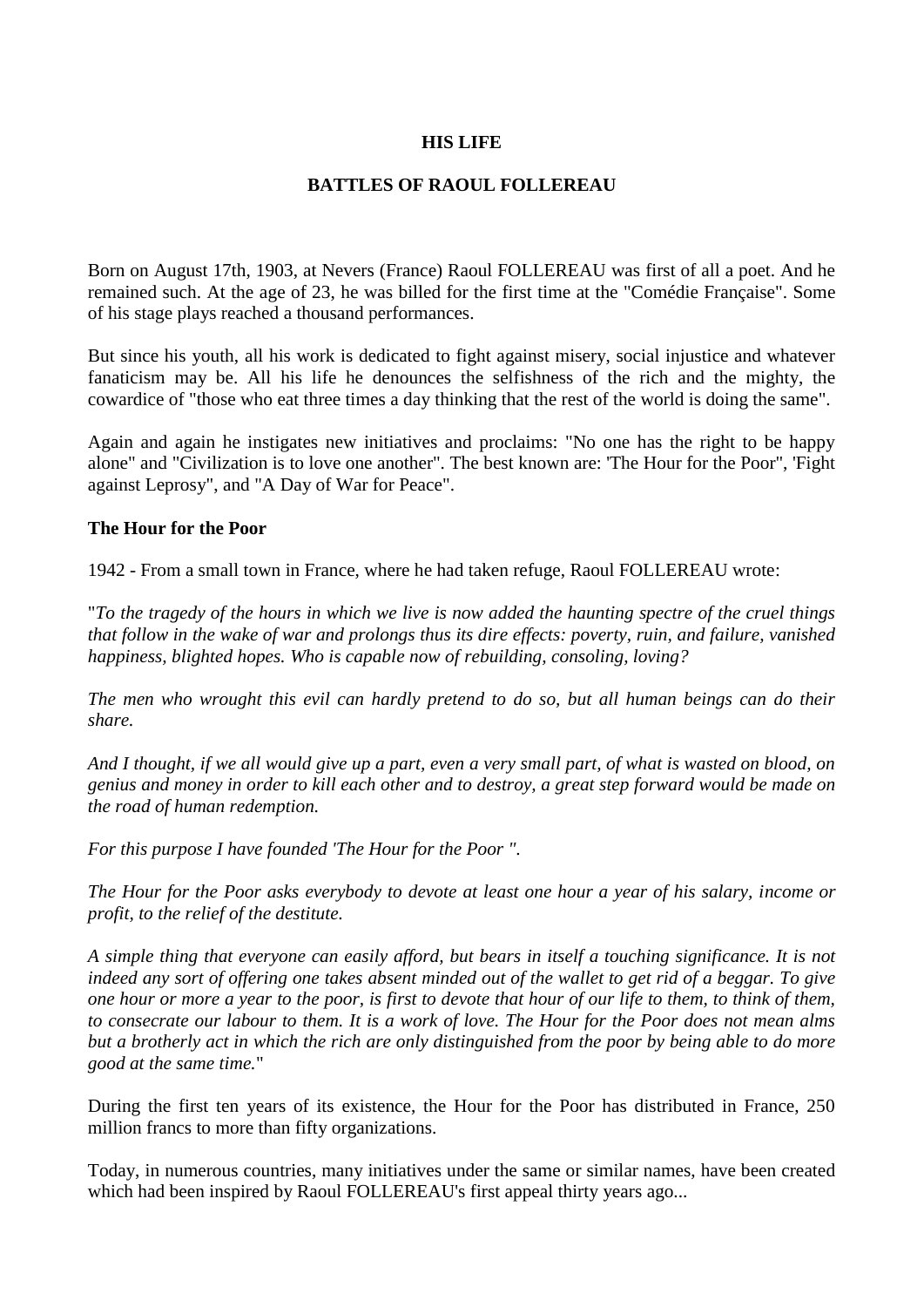## HIS LIFE

## BATTLES OF RAOUL FOLLEREAU

Born on August 17th, 1903, at Nevers (France) Raoul FOLLEREAU was first of all a poet. And he remained such. At the age of 23, he was billed for the first time at the "Comédie Française". Some of his stage plays reached a thousand performances.

But since his youth, all his work is dedicated to fight against misery, social injustice and whatever fanaticism may be. All his life he denounces the selfishness of the rich and the mighty, the cowardice of "those who eat three times a day thinking that the rest of the world is doing the same".

Again and again he instigates new initiatives and proclaims: "No one has the right to be happy alone" and "Civilization is to love one another". The best known are: 'The Hour for the Poor", 'Fight against Leprosy", and "A Day of War for Peace".

**The Hour for the Poor**

1942 - From a small town in France, where he had taken refuge, Raoul FOLLEREAU wrote:

"*To the tragedy of the hours in which we live is now added the haunting spectre of the cruel things that follow in the wake of war and prolongs thus its dire effects: poverty, ruin, and failure, vanished happiness, blighted hopes. Who is capable now of rebuilding, consoling, loving?*

*The men who wrought this evil can hardly pretend to do so, but all human beings can do their share.*

*And I thought, if we all would give up a part, even a very small part, of what is wasted on blood, on genius and money in order to kill each other and to destroy, a great step forward would be made on the road of human redemption.*

*For this purpose I have founded 'The Hour for the Poor ".*

*The Hour for the Poor asks everybody to devote at least one hour a year of his salary, income or profit, to the relief of the destitute.*

*A simple thing that everyone can easily afford, but bears in itself a touching significance. It is not indeed any sort of offering one takes absent minded out of the wallet to get rid of a beggar. To give one hour or more a year to the poor, is first to devote that hour of our life to them, to think of them, to consecrate our labour to them. It is a work of love. The Hour for the Poor does not mean alms but a brotherly act in which the rich are only distinguished from the poor by being able to do more good at the same time.*"

During the first ten years of its existence, the Hour for the Poor has distributed in France, 250 million francs to more than fifty organizations.

Today, in numerous countries, many initiatives under the same or similar names, have been created which had been inspired by Raoul FOLLEREAU's first appeal thirty years ago...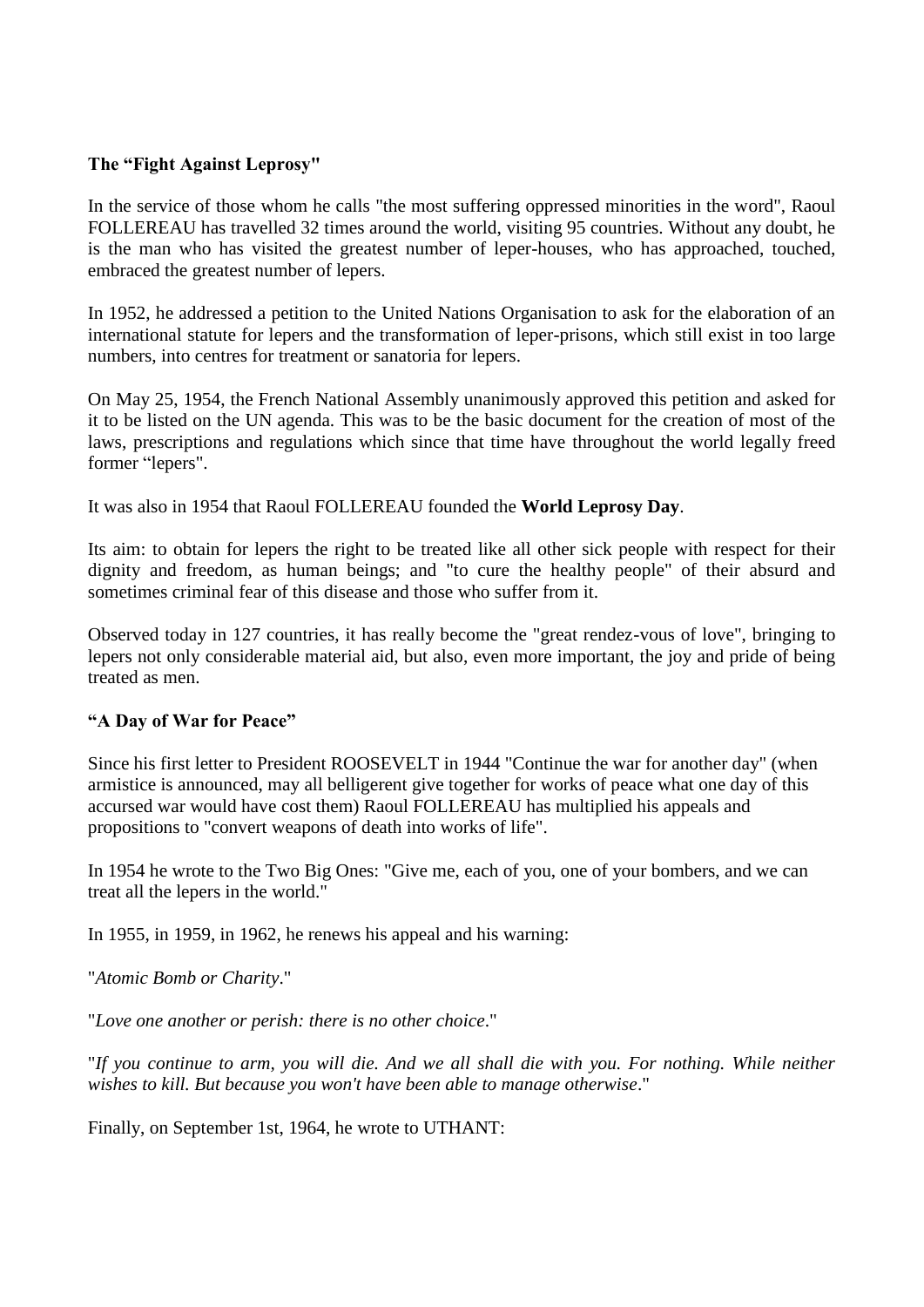**The “Fight Against Leprosy"**

In the service of those whom he calls "the most suffering oppressed minorities in the word", Raoul FOLLEREAU has travelled 32 times around the world, visiting 95 countries. Without any doubt, he is the man who has visited the greatest number of leper-houses, who has approached, touched, embraced the greatest number of lepers.

In 1952, he addressed a petition to the United Nations Organisation to ask for the elaboration of an international statute for lepers and the transformation of leper-prisons, which still exist in too large numbers, into centres for treatment or sanatoria for lepers.

On May 25, 1954, the French National Assembly unanimously approved this petition and asked for it to be listed on the UN agenda. This was to be the basic document for the creation of most of the laws, prescriptions and regulations which since that time have throughout the world legally freed former “lepers".

It was also in 1954 that Raoul FOLLEREAU founded the **World Leprosy Day**.

Its aim: to obtain for lepers the right to be treated like all other sick people with respect for their dignity and freedom, as human beings; and "to cure the healthy people" of their absurd and sometimes criminal fear of this disease and those who suffer from it.

Observed today in 127 countries, it has really become the "great rendez-vous of love", bringing to lepers not only considerable material aid, but also, even more important, the joy and pride of being treated as men.

**“A Day of War for Peace”**

Since his first letter to President ROOSEVELT in 1944 "Continue the war for another day" (when armistice is announced, may all belligerent give together for works of peace what one day of this accursed war would have cost them) Raoul FOLLEREAU has multiplied his appeals and propositions to "convert weapons of death into works of life".

In 1954 he wrote to the Two Big Ones: "Give me, each of you, one of your bombers, and we can treat all the lepers in the world."

In 1955, in 1959, in 1962, he renews his appeal and his warning:

"*Atomic Bomb or Charity*."

"*Love one another or perish: there is no other choice*."

"*If you continue to arm, you will die. And we all shall die with you. For nothing. While neither wishes to kill. But because you won't have been able to manage otherwise*."

Finally, on September 1st, 1964, he wrote to UTHANT: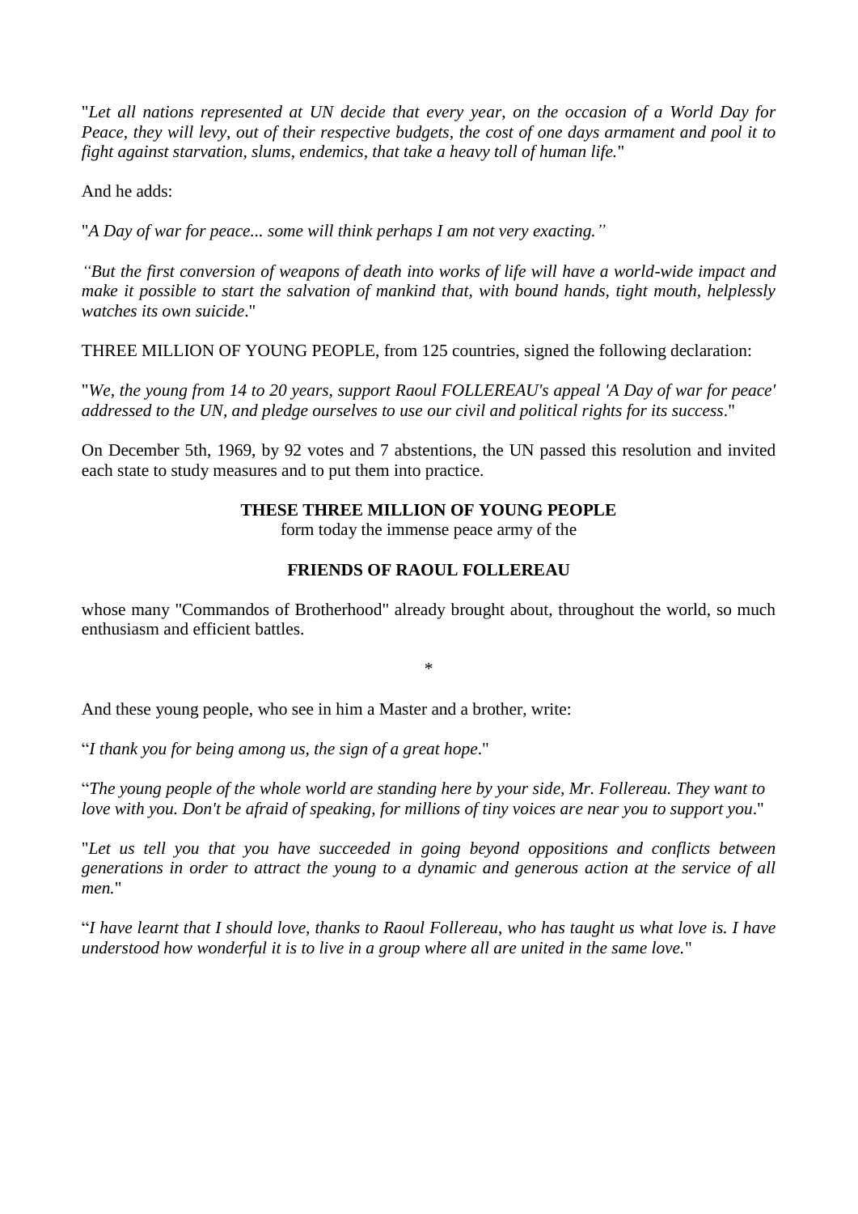"*Let all nations represented at UN decide that every year, on the occasion of a World Day for Peace, they will levy, out of their respective budgets, the cost of one days armament and pool it to fight against starvation, slums, endemics, that take a heavy toll of human life.*"

And he adds:

"*A Day of war for peace... some will think perhaps I am not very exacting.”*

*“But the first conversion of weapons of death into works of life will have a world-wide impact and make it possible to start the salvation of mankind that, with bound hands, tight mouth, helplessly watches its own suicide*."

THREE MILLION OF YOUNG PEOPLE, from 125 countries, signed the following declaration:

"*We, the young from 14 to 20 years, support Raoul FOLLEREAU's appeal 'A Day of war for peace' addressed to the UN, and pledge ourselves to use our civil and political rights for its success*."

On December 5th, 1969, by 92 votes and 7 abstentions, the UN passed this resolution and invited each state to study measures and to put them into practice.

**THESE THREE MILLION OF YOUNG PEOPLE**

form today the immense peace army of the

**FRIENDS OF RAOUL FOLLEREAU**

whose many "Commandos of Brotherhood" already brought about, throughout the world, so much enthusiasm and efficient battles.

*

And these young people, who see in him a Master and a brother, write:

“*I thank you for being among us, the sign of a great hope*."

“*The young people of the whole world are standing here by your side, Mr. Follereau. They want to love with you. Don't be afraid of speaking, for millions of tiny voices are near you to support you*."

"*Let us tell you that you have succeeded in going beyond oppositions and conflicts between generations in order to attract the young to a dynamic and generous action at the service of all men.*"

“*I have learnt that I should love, thanks to Raoul Follereau, who has taught us what love is. I have understood how wonderful it is to live in a group where all are united in the same love.*"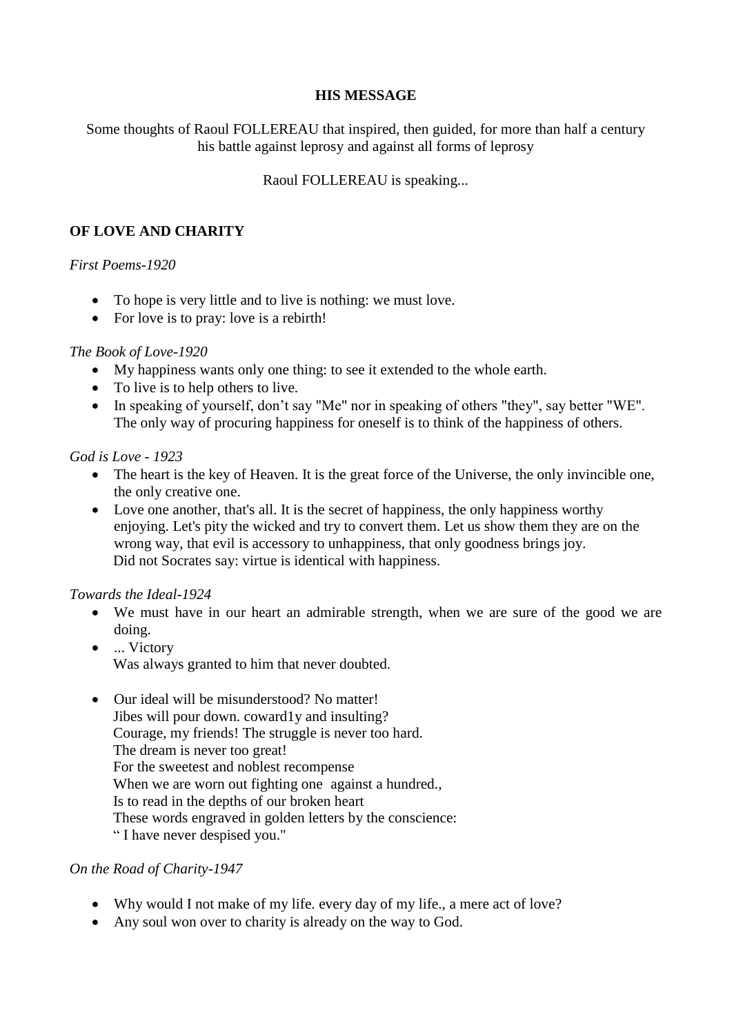**HIS MESSAGE**

Some thoughts of Raoul FOLLEREAU that inspired, then guided, for more than half a century his battle against leprosy and against all forms of leprosy

Raoul FOLLEREAU is speaking...

## OF LOVE AND CHARITY

*First Poems-1920*

- To hope is very little and to live is nothing: we must love.
- For love is to pray: love is a rebirth!

*The Book of Love-1920*

- My happiness wants only one thing: to see it extended to the whole earth.
- To live is to help others to live.
- In speaking of yourself, don’t say "Me" nor in speaking of others "they", say better "WE". The only way of procuring happiness for oneself is to think of the happiness of others.

*God is Love - 1923*

- The heart is the key of Heaven. It is the great force of the Universe, the only invincible one, the only creative one.
- Love one another, that's all. It is the secret of happiness, the only happiness worthy enjoying. Let's pity the wicked and try to convert them. Let us show them they are on the wrong way, that evil is accessory to unhappiness, that only goodness brings joy.  
  Did not Socrates say: virtue is identical with happiness.

*Towards the Ideal-1924*

- We must have in our heart an admirable strength, when we are sure of the good we are doing.
- ... Victory  
  Was always granted to him that never doubted.

- Our ideal will be misunderstood? No matter!  
  Jibes will pour down. coward1y and insulting?  
  Courage, my friends! The struggle is never too hard.  
  The dream is never too great!  
  For the sweetest and noblest recompense  
  When we are worn out fighting one against a hundred.,  
  Is to read in the depths of our broken heart  
  These words engraved in golden letters by the conscience:  
  “ I have never despised you."

*On the Road of Charity-1947*

- Why would I not make of my life. every day of my life., a mere act of love?
- Any soul won over to charity is already on the way to God.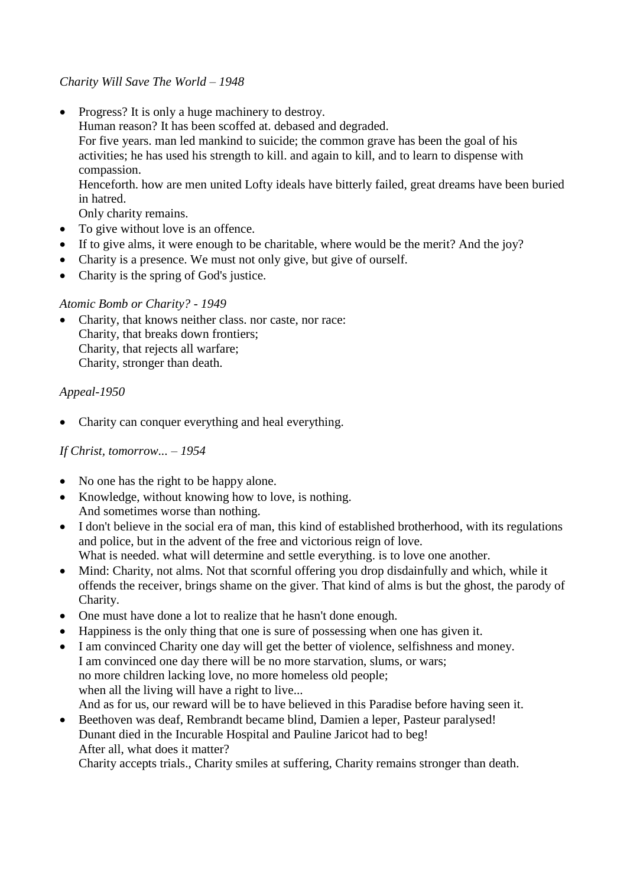*Charity Will Save The World – 1948*

- Progress? It is only a huge machinery to destroy.
  Human reason? It has been scoffed at. debased and degraded.
  For five years. man led mankind to suicide; the common grave has been the goal of his activities; he has used his strength to kill. and again to kill, and to learn to dispense with compassion.
  Henceforth. how are men united Lofty ideals have bitterly failed, great dreams have been buried in hatred.
  Only charity remains.
- To give without love is an offence.
- If to give alms, it were enough to be charitable, where would be the merit? And the joy?
- Charity is a presence. We must not only give, but give of ourself.
- Charity is the spring of God's justice.

*Atomic Bomb or Charity? - 1949*

- Charity, that knows neither class. nor caste, nor race:
  Charity, that breaks down frontiers;
  Charity, that rejects all warfare;
  Charity, stronger than death.

*Appeal-1950*

- Charity can conquer everything and heal everything.

*If Christ, tomorrow... – 1954*

- No one has the right to be happy alone.
- Knowledge, without knowing how to love, is nothing.
  And sometimes worse than nothing.
- I don't believe in the social era of man, this kind of established brotherhood, with its regulations and police, but in the advent of the free and victorious reign of love.
  What is needed. what will determine and settle everything. is to love one another.
- Mind: Charity, not alms. Not that scornful offering you drop disdainfully and which, while it offends the receiver, brings shame on the giver. That kind of alms is but the ghost, the parody of Charity.
- One must have done a lot to realize that he hasn't done enough.
- Happiness is the only thing that one is sure of possessing when one has given it.
- I am convinced Charity one day will get the better of violence, selfishness and money.
  I am convinced one day there will be no more starvation, slums, or wars;
  no more children lacking love, no more homeless old people;
  when all the living will have a right to live...
  And as for us, our reward will be to have believed in this Paradise before having seen it.
- Beethoven was deaf, Rembrandt became blind, Damien a leper, Pasteur paralysed!
  Dunant died in the Incurable Hospital and Pauline Jaricot had to beg!
  After all, what does it matter?
  Charity accepts trials., Charity smiles at suffering, Charity remains stronger than death.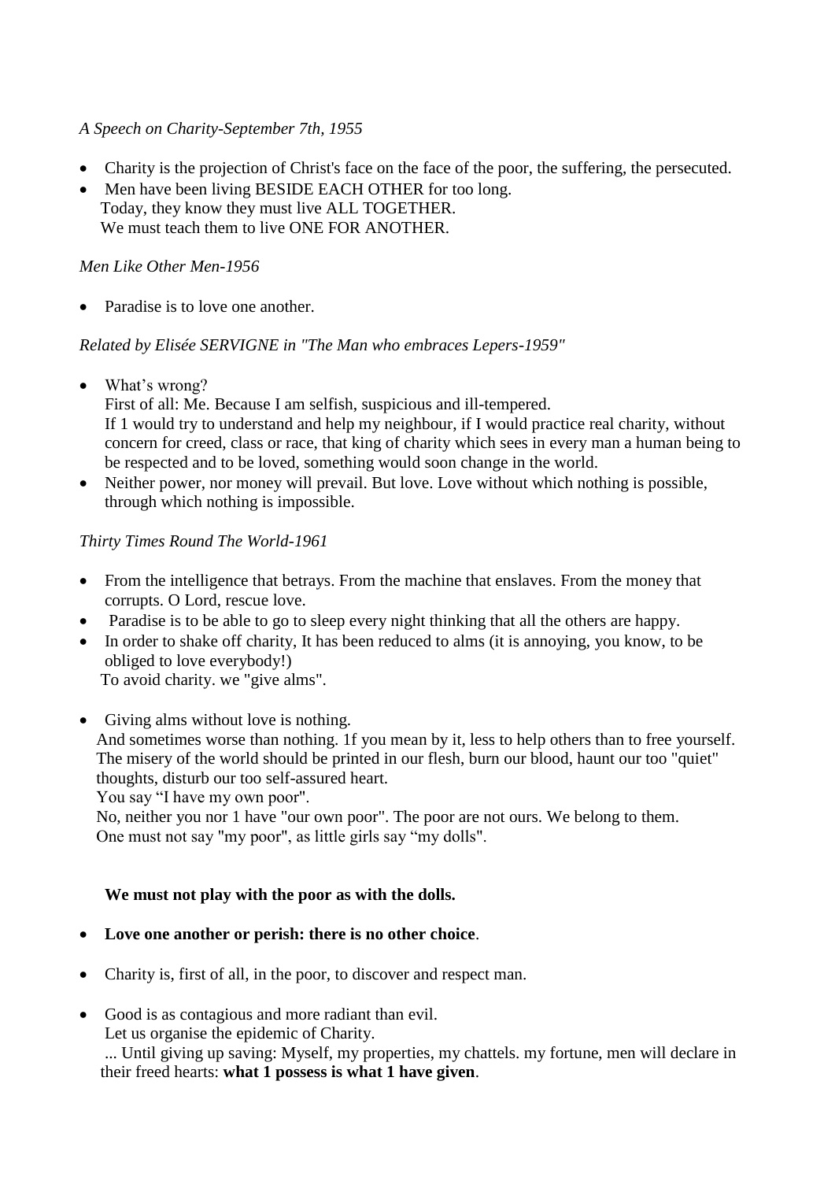*A Speech on Charity-September 7th, 1955*

- Charity is the projection of Christ's face on the face of the poor, the suffering, the persecuted.
- Men have been living BESIDE EACH OTHER for too long.  
  Today, they know they must live ALL TOGETHER.  
  We must teach them to live ONE FOR ANOTHER.

*Men Like Other Men-1956*

- Paradise is to love one another.

*Related by Elisée SERVIGNE in "The Man who embraces Lepers-1959"*

- What's wrong?  
  First of all: Me. Because I am selfish, suspicious and ill-tempered.  
  If 1 would try to understand and help my neighbour, if I would practice real charity, without concern for creed, class or race, that king of charity which sees in every man a human being to be respected and to be loved, something would soon change in the world.
- Neither power, nor money will prevail. But love. Love without which nothing is possible, through which nothing is impossible.

*Thirty Times Round The World-1961*

- From the intelligence that betrays. From the machine that enslaves. From the money that corrupts. O Lord, rescue love.
- Paradise is to be able to go to sleep every night thinking that all the others are happy.
- In order to shake off charity, It has been reduced to alms (it is annoying, you know, to be obliged to love everybody!)  
  To avoid charity. we "give alms".

- Giving alms without love is nothing.  
  And sometimes worse than nothing. 1f you mean by it, less to help others than to free yourself.  
  The misery of the world should be printed in our flesh, burn our blood, haunt our too "quiet" thoughts, disturb our too self-assured heart.  
  You say "I have my own poor".  
  No, neither you nor 1 have "our own poor". The poor are not ours. We belong to them.  
  One must not say "my poor", as little girls say "my dolls".

  **We must not play with the poor as with the dolls.**

- **Love one another or perish: there is no other choice**.

- Charity is, first of all, in the poor, to discover and respect man.

- Good is as contagious and more radiant than evil.  
  Let us organise the epidemic of Charity.  
  ... Until giving up saving: Myself, my properties, my chattels. my fortune, men will declare in their freed hearts: **what 1 possess is what 1 have given**.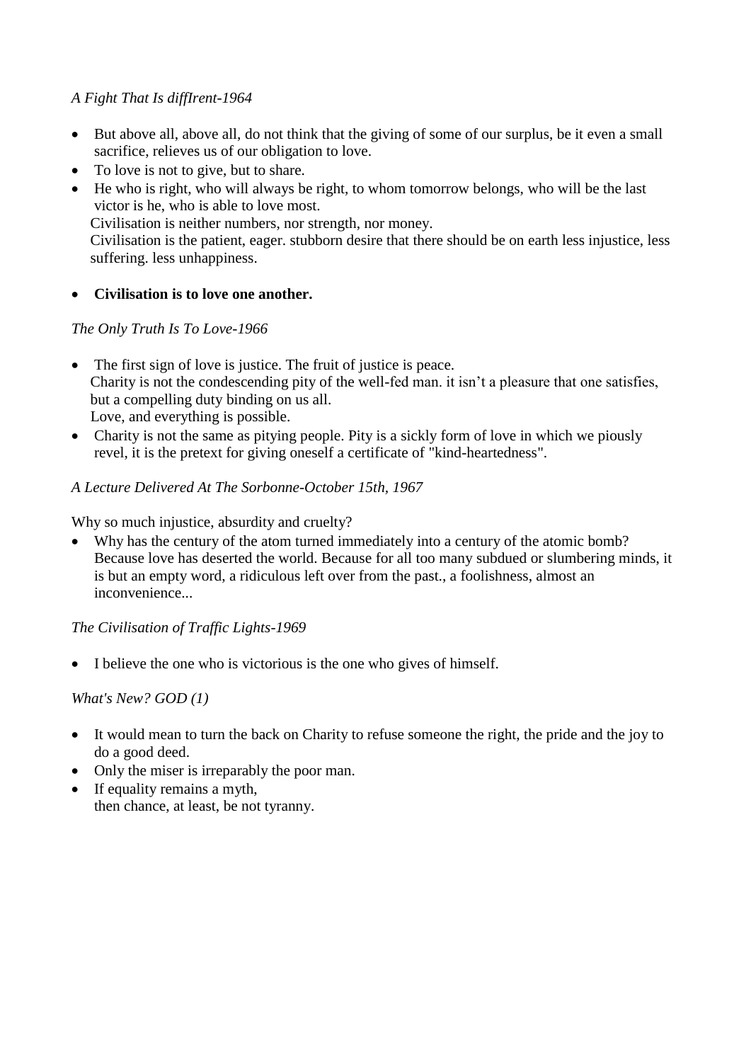*A Fight That Is diffIrent-1964*

- But above all, above all, do not think that the giving of some of our surplus, be it even a small sacrifice, relieves us of our obligation to love.
- To love is not to give, but to share.
- He who is right, who will always be right, to whom tomorrow belongs, who will be the last victor is he, who is able to love most.
  Civilisation is neither numbers, nor strength, nor money.
  Civilisation is the patient, eager. stubborn desire that there should be on earth less injustice, less suffering. less unhappiness.

- **Civilisation is to love one another.**

*The Only Truth Is To Love-1966*

- The first sign of love is justice. The fruit of justice is peace.
  Charity is not the condescending pity of the well-fed man. it isn't a pleasure that one satisfies, but a compelling duty binding on us all.
  Love, and everything is possible.
- Charity is not the same as pitying people. Pity is a sickly form of love in which we piously revel, it is the pretext for giving oneself a certificate of "kind-heartedness".

*A Lecture Delivered At The Sorbonne-October 15th, 1967*

Why so much injustice, absurdity and cruelty?

- Why has the century of the atom turned immediately into a century of the atomic bomb? Because love has deserted the world. Because for all too many subdued or slumbering minds, it is but an empty word, a ridiculous left over from the past., a foolishness, almost an inconvenience...

*The Civilisation of Traffic Lights-1969*

- I believe the one who is victorious is the one who gives of himself.

*What's New? GOD (1)*

- It would mean to turn the back on Charity to refuse someone the right, the pride and the joy to do a good deed.
- Only the miser is irreparably the poor man.
- If equality remains a myth,
  then chance, at least, be not tyranny.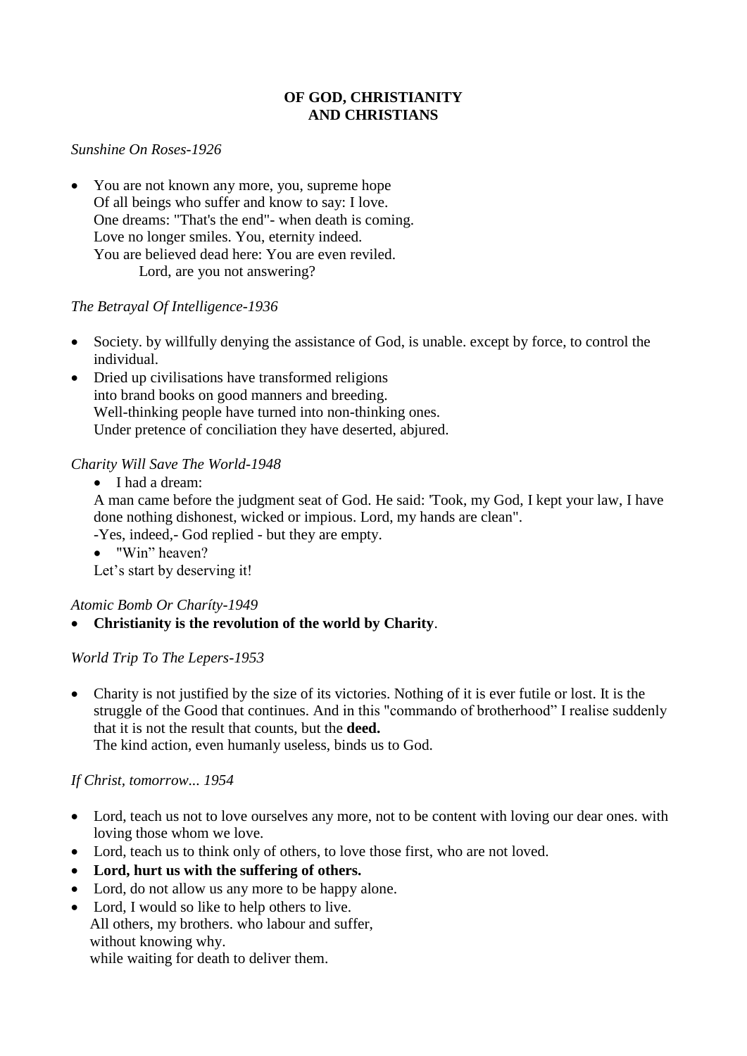# OF GOD, CHRISTIANITY AND CHRISTIANS

*Sunshine On Roses-1926*

- You are not known any more, you, supreme hope  
  Of all beings who suffer and know to say: I love.  
  One dreams: "That's the end"- when death is coming.  
  Love no longer smiles. You, eternity indeed.  
  You are believed dead here: You are even reviled.  
  Lord, are you not answering?

*The Betrayal Of Intelligence-1936*

- Society. by willfully denying the assistance of God, is unable. except by force, to control the individual.
- Dried up civilisations have transformed religions  
  into brand books on good manners and breeding.  
  Well-thinking people have turned into non-thinking ones.  
  Under pretence of conciliation they have deserted, abjured.

*Charity Will Save The World-1948*

- I had a dream:

A man came before the judgment seat of God. He said: 'Took, my God, I kept your law, I have done nothing dishonest, wicked or impious. Lord, my hands are clean".

-Yes, indeed,- God replied - but they are empty.

- "Win" heaven?

Let's start by deserving it!

*Atomic Bomb Or Charíty-1949*

- **Christianity is the revolution of the world by Charity**.

*World Trip To The Lepers-1953*

- Charity is not justified by the size of its victories. Nothing of it is ever futile or lost. It is the struggle of the Good that continues. And in this "commando of brotherhood" I realise suddenly that it is not the result that counts, but the **deed.**  
  The kind action, even humanly useless, binds us to God.

*If Christ, tomorrow... 1954*

- Lord, teach us not to love ourselves any more, not to be content with loving our dear ones. with loving those whom we love.
- Lord, teach us to think only of others, to love those first, who are not loved.
- **Lord, hurt us with the suffering of others.**
- Lord, do not allow us any more to be happy alone.
- Lord, I would so like to help others to live.  
  All others, my brothers. who labour and suffer,  
  without knowing why.  
  while waiting for death to deliver them.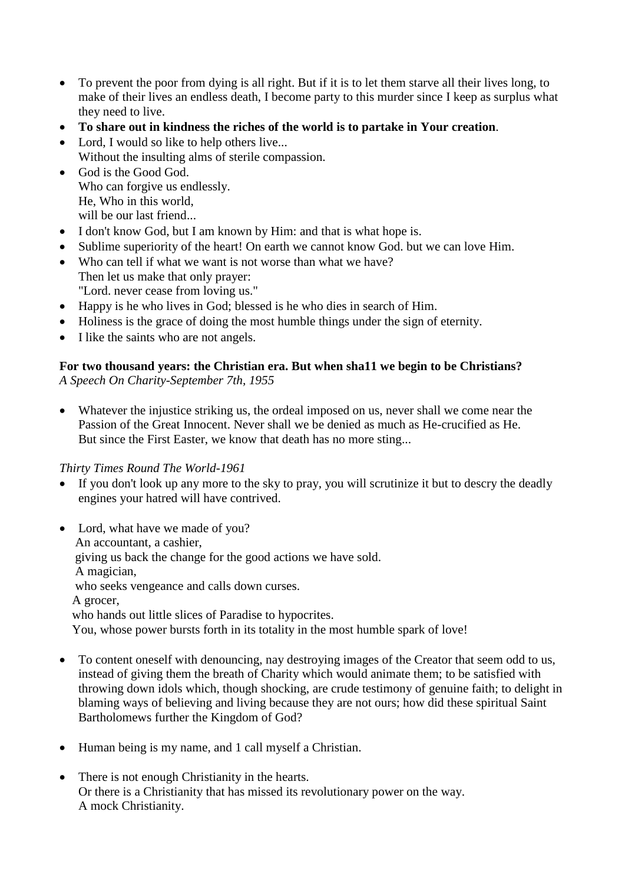- To prevent the poor from dying is all right. But if it is to let them starve all their lives long, to make of their lives an endless death, I become party to this murder since I keep as surplus what they need to live.
- **To share out in kindness the riches of the world is to partake in Your creation**.
- Lord, I would so like to help others live...
  Without the insulting alms of sterile compassion.
- God is the Good God.
  Who can forgive us endlessly.
  He, Who in this world,
  will be our last friend...
- I don't know God, but I am known by Him: and that is what hope is.
- Sublime superiority of the heart! On earth we cannot know God. but we can love Him.
- Who can tell if what we want is not worse than what we have?
  Then let us make that only prayer:
  "Lord. never cease from loving us."
- Happy is he who lives in God; blessed is he who dies in search of Him.
- Holiness is the grace of doing the most humble things under the sign of eternity.
- I like the saints who are not angels.

**For two thousand years: the Christian era. But when sha11 we begin to be Christians?**
*A Speech On Charity-September 7th, 1955*

- Whatever the injustice striking us, the ordeal imposed on us, never shall we come near the Passion of the Great Innocent. Never shall we be denied as much as He-crucified as He.
  But since the First Easter, we know that death has no more sting...

*Thirty Times Round The World-1961*

- If you don't look up any more to the sky to pray, you will scrutinize it but to descry the deadly engines your hatred will have contrived.

- Lord, what have we made of you?
  An accountant, a cashier,
  giving us back the change for the good actions we have sold.
  A magician,
  who seeks vengeance and calls down curses.
  A grocer,
  who hands out little slices of Paradise to hypocrites.
  You, whose power bursts forth in its totality in the most humble spark of love!

- To content oneself with denouncing, nay destroying images of the Creator that seem odd to us, instead of giving them the breath of Charity which would animate them; to be satisfied with throwing down idols which, though shocking, are crude testimony of genuine faith; to delight in blaming ways of believing and living because they are not ours; how did these spiritual Saint Bartholomews further the Kingdom of God?

- Human being is my name, and 1 call myself a Christian.

- There is not enough Christianity in the hearts.
  Or there is a Christianity that has missed its revolutionary power on the way.
  A mock Christianity.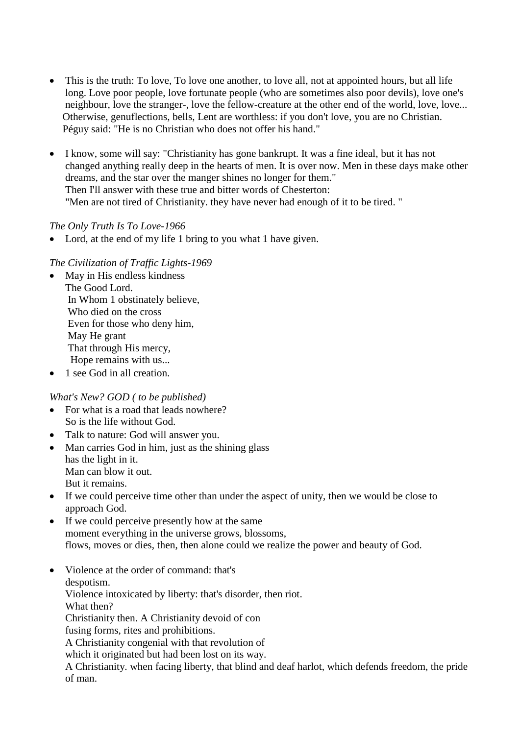- This is the truth: To love, To love one another, to love all, not at appointed hours, but all life long. Love poor people, love fortunate people (who are sometimes also poor devils), love one's neighbour, love the stranger-, love the fellow-creature at the other end of the world, love, love... Otherwise, genuflections, bells, Lent are worthless: if you don't love, you are no Christian. Péguy said: "He is no Christian who does not offer his hand."

- I know, some will say: "Christianity has gone bankrupt. It was a fine ideal, but it has not changed anything really deep in the hearts of men. It is over now. Men in these days make other dreams, and the star over the manger shines no longer for them."
  Then I'll answer with these true and bitter words of Chesterton:
  "Men are not tired of Christianity. they have never had enough of it to be tired. "

*The Only Truth Is To Love-1966*

- Lord, at the end of my life 1 bring to you what 1 have given.

*The Civilization of Traffic Lights-1969*

- May in His endless kindness
  The Good Lord.
  In Whom 1 obstinately believe,
  Who died on the cross
  Even for those who deny him,
  May He grant
  That through His mercy,
  Hope remains with us...
- 1 see God in all creation.

*What's New? GOD ( to be published)*

- For what is a road that leads nowhere?
  So is the life without God.
- Talk to nature: God will answer you.
- Man carries God in him, just as the shining glass
  has the light in it.
  Man can blow it out.
  But it remains.
- If we could perceive time other than under the aspect of unity, then we would be close to approach God.
- If we could perceive presently how at the same
  moment everything in the universe grows, blossoms,
  flows, moves or dies, then, then alone could we realize the power and beauty of God.

- Violence at the order of command: that's
  despotism.
  Violence intoxicated by liberty: that's disorder, then riot.
  What then?
  Christianity then. A Christianity devoid of con
  fusing forms, rites and prohibitions.
  A Christianity congenial with that revolution of
  which it originated but had been lost on its way.
  A Christianity. when facing liberty, that blind and deaf harlot, which defends freedom, the pride of man.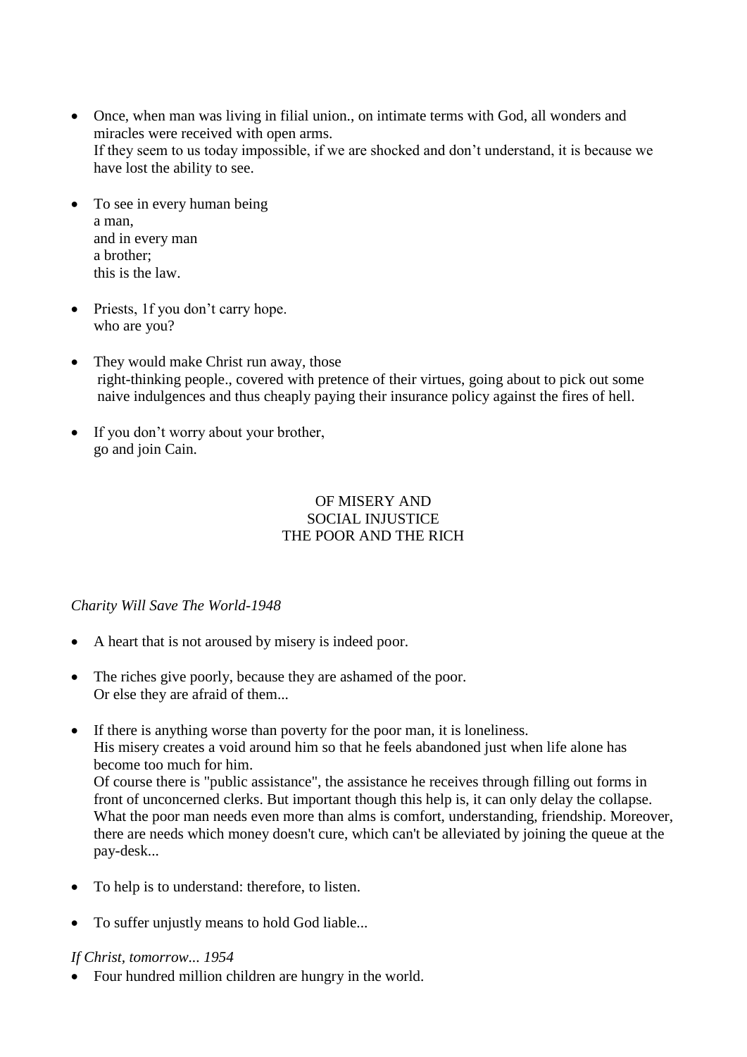- Once, when man was living in filial union., on intimate terms with God, all wonders and miracles were received with open arms.
  If they seem to us today impossible, if we are shocked and don't understand, it is because we have lost the ability to see.

- To see in every human being
  a man,
  and in every man
  a brother;
  this is the law.

- Priests, 1f you don't carry hope.
  who are you?

- They would make Christ run away, those
  right-thinking people., covered with pretence of their virtues, going about to pick out some naive indulgences and thus cheaply paying their insurance policy against the fires of hell.

- If you don't worry about your brother,
  go and join Cain.

## OF MISERY AND SOCIAL INJUSTICE THE POOR AND THE RICH

*Charity Will Save The World-1948*

- A heart that is not aroused by misery is indeed poor.

- The riches give poorly, because they are ashamed of the poor.
  Or else they are afraid of them...

- If there is anything worse than poverty for the poor man, it is loneliness.
  His misery creates a void around him so that he feels abandoned just when life alone has become too much for him.
  Of course there is "public assistance", the assistance he receives through filling out forms in front of unconcerned clerks. But important though this help is, it can only delay the collapse. What the poor man needs even more than alms is comfort, understanding, friendship. Moreover, there are needs which money doesn't cure, which can't be alleviated by joining the queue at the pay-desk...

- To help is to understand: therefore, to listen.

- To suffer unjustly means to hold God liable...

*If Christ, tomorrow... 1954*

- Four hundred million children are hungry in the world.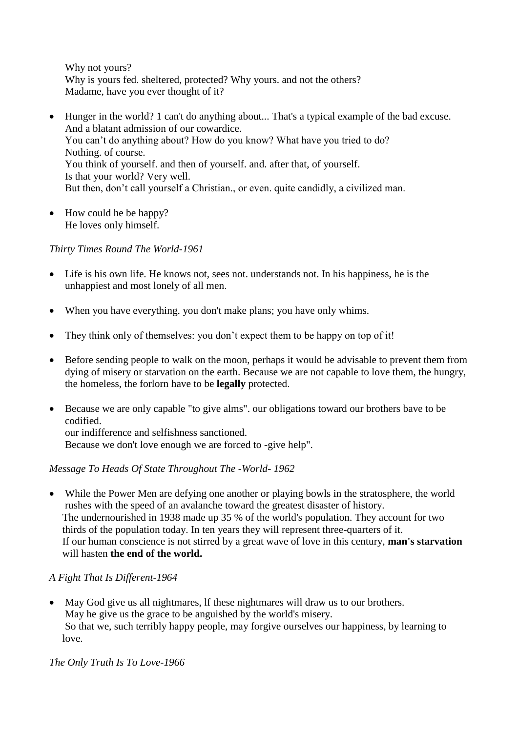Why not yours?
Why is yours fed. sheltered, protected? Why yours. and not the others?
Madame, have you ever thought of it?

- Hunger in the world? 1 can't do anything about... That's a typical example of the bad excuse. And a blatant admission of our cowardice.
  You can't do anything about? How do you know? What have you tried to do?
  Nothing. of course.
  You think of yourself. and then of yourself. and. after that, of yourself.
  Is that your world? Very well.
  But then, don't call yourself a Christian., or even. quite candidly, a civilized man.

- How could he be happy?
  He loves only himself.

*Thirty Times Round The World-1961*

- Life is his own life. He knows not, sees not. understands not. In his happiness, he is the unhappiest and most lonely of all men.

- When you have everything. you don't make plans; you have only whims.

- They think only of themselves: you don't expect them to be happy on top of it!

- Before sending people to walk on the moon, perhaps it would be advisable to prevent them from dying of misery or starvation on the earth. Because we are not capable to love them, the hungry, the homeless, the forlorn have to be **legally** protected.

- Because we are only capable "to give alms". our obligations toward our brothers bave to be codified.
  our indifference and selfishness sanctioned.
  Because we don't love enough we are forced to -give help".

*Message To Heads Of State Throughout The -World- 1962*

- While the Power Men are defying one another or playing bowls in the stratosphere, the world rushes with the speed of an avalanche toward the greatest disaster of history.
  The undernourished in 1938 made up 35 % of the world's population. They account for two thirds of the population today. In ten years they will represent three-quarters of it.
  If our human conscience is not stirred by a great wave of love in this century, **man's starvation** will hasten **the end of the world.**

*A Fight That Is Different-1964*

- May God give us all nightmares, lf these nightmares will draw us to our brothers.
  May he give us the grace to be anguished by the world's misery.
  So that we, such terribly happy people, may forgive ourselves our happiness, by learning to love.

*The Only Truth Is To Love-1966*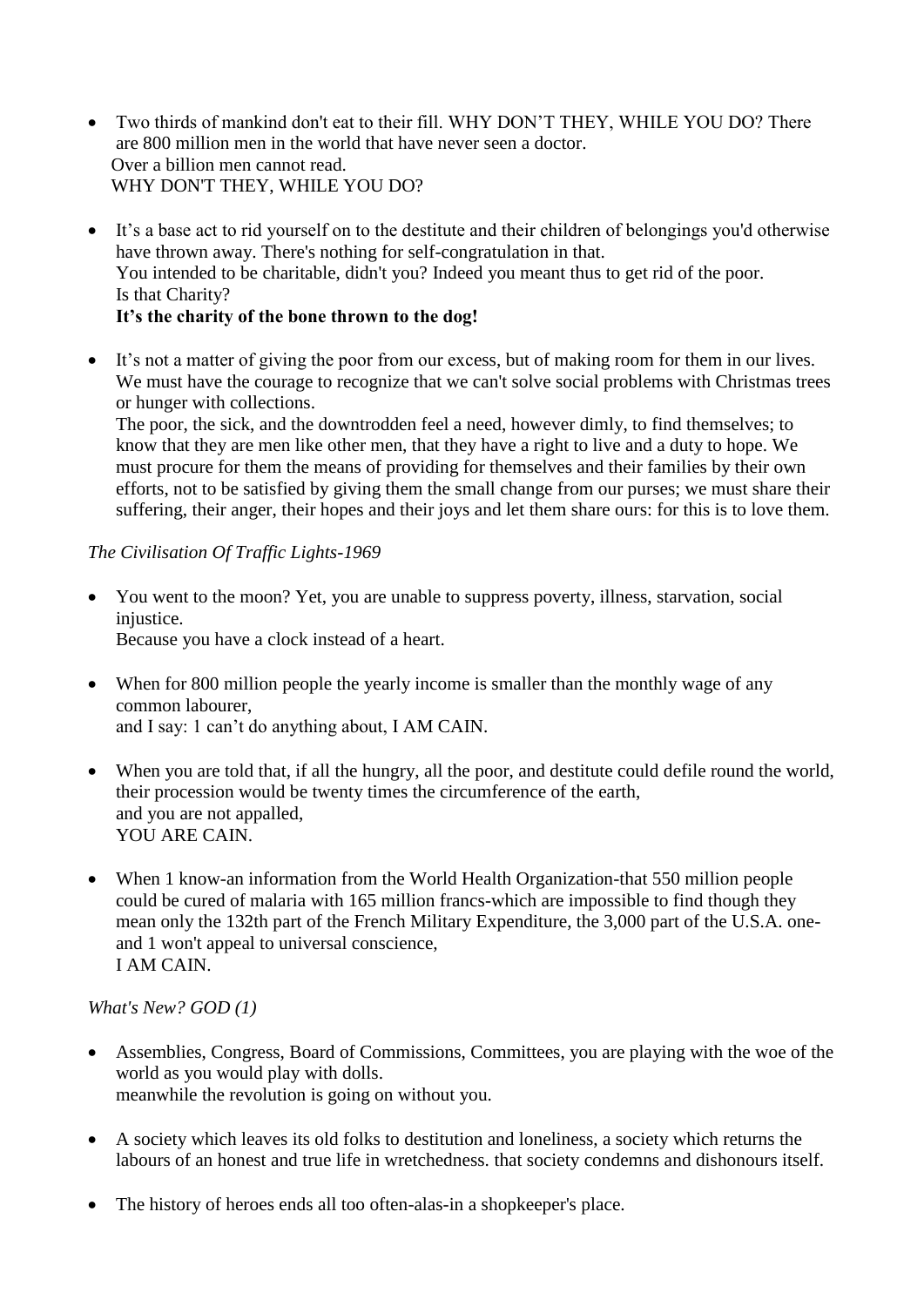- Two thirds of mankind don't eat to their fill. WHY DON'T THEY, WHILE YOU DO? There are 800 million men in the world that have never seen a doctor.
  Over a billion men cannot read.
  WHY DON'T THEY, WHILE YOU DO?

- It's a base act to rid yourself on to the destitute and their children of belongings you'd otherwise have thrown away. There's nothing for self-congratulation in that.
  You intended to be charitable, didn't you? Indeed you meant thus to get rid of the poor.
  Is that Charity?
  **It's the charity of the bone thrown to the dog!**

- It's not a matter of giving the poor from our excess, but of making room for them in our lives. We must have the courage to recognize that we can't solve social problems with Christmas trees or hunger with collections.
  The poor, the sick, and the downtrodden feel a need, however dimly, to find themselves; to know that they are men like other men, that they have a right to live and a duty to hope. We must procure for them the means of providing for themselves and their families by their own efforts, not to be satisfied by giving them the small change from our purses; we must share their suffering, their anger, their hopes and their joys and let them share ours: for this is to love them.

*The Civilisation Of Traffic Lights-1969*

- You went to the moon? Yet, you are unable to suppress poverty, illness, starvation, social injustice.
  Because you have a clock instead of a heart.

- When for 800 million people the yearly income is smaller than the monthly wage of any common labourer,
  and I say: 1 can't do anything about, I AM CAIN.

- When you are told that, if all the hungry, all the poor, and destitute could defile round the world, their procession would be twenty times the circumference of the earth,
  and you are not appalled,
  YOU ARE CAIN.

- When 1 know-an information from the World Health Organization-that 550 million people could be cured of malaria with 165 million francs-which are impossible to find though they mean only the 132th part of the French Military Expenditure, the 3,000 part of the U.S.A. one-and 1 won't appeal to universal conscience,
  I AM CAIN.

*What's New? GOD (1)*

- Assemblies, Congress, Board of Commissions, Committees, you are playing with the woe of the world as you would play with dolls.
  meanwhile the revolution is going on without you.

- A society which leaves its old folks to destitution and loneliness, a society which returns the labours of an honest and true life in wretchedness. that society condemns and dishonours itself.

- The history of heroes ends all too often-alas-in a shopkeeper's place.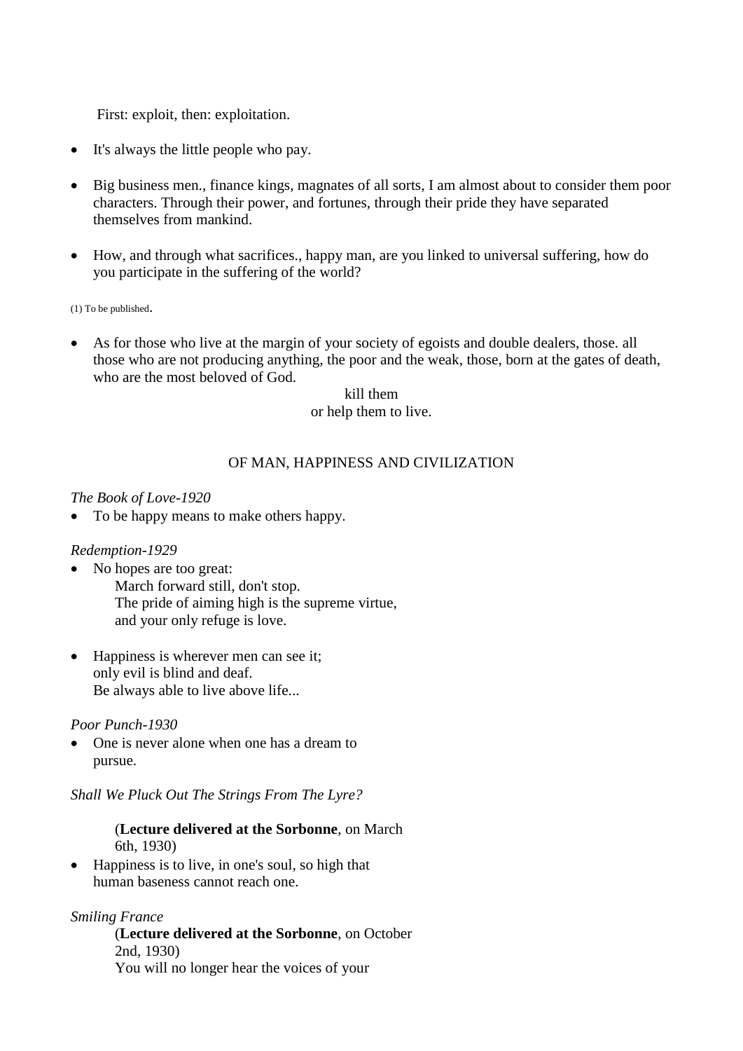First: exploit, then: exploitation.

- It's always the little people who pay.

- Big business men., finance kings, magnates of all sorts, I am almost about to consider them poor characters. Through their power, and fortunes, through their pride they have separated themselves from mankind.

- How, and through what sacrifices., happy man, are you linked to universal suffering, how do you participate in the suffering of the world?

(1) To be published.

- As for those who live at the margin of your society of egoists and double dealers, those. all those who are not producing anything, the poor and the weak, those, born at the gates of death, who are the most beloved of God.

kill them
or help them to live.

## OF MAN, HAPPINESS AND CIVILIZATION

*The Book of Love-1920*

- To be happy means to make others happy.

*Redemption-1929*

- No hopes are too great:
  March forward still, don't stop.
  The pride of aiming high is the supreme virtue,
  and your only refuge is love.

- Happiness is wherever men can see it;
  only evil is blind and deaf.
  Be always able to live above life...

*Poor Punch-1930*

- One is never alone when one has a dream to pursue.

*Shall We Pluck Out The Strings From The Lyre?*

(**Lecture delivered at the Sorbonne**, on March 6th, 1930)

- Happiness is to live, in one's soul, so high that human baseness cannot reach one.

*Smiling France*

(**Lecture delivered at the Sorbonne**, on October 2nd, 1930)

You will no longer hear the voices of your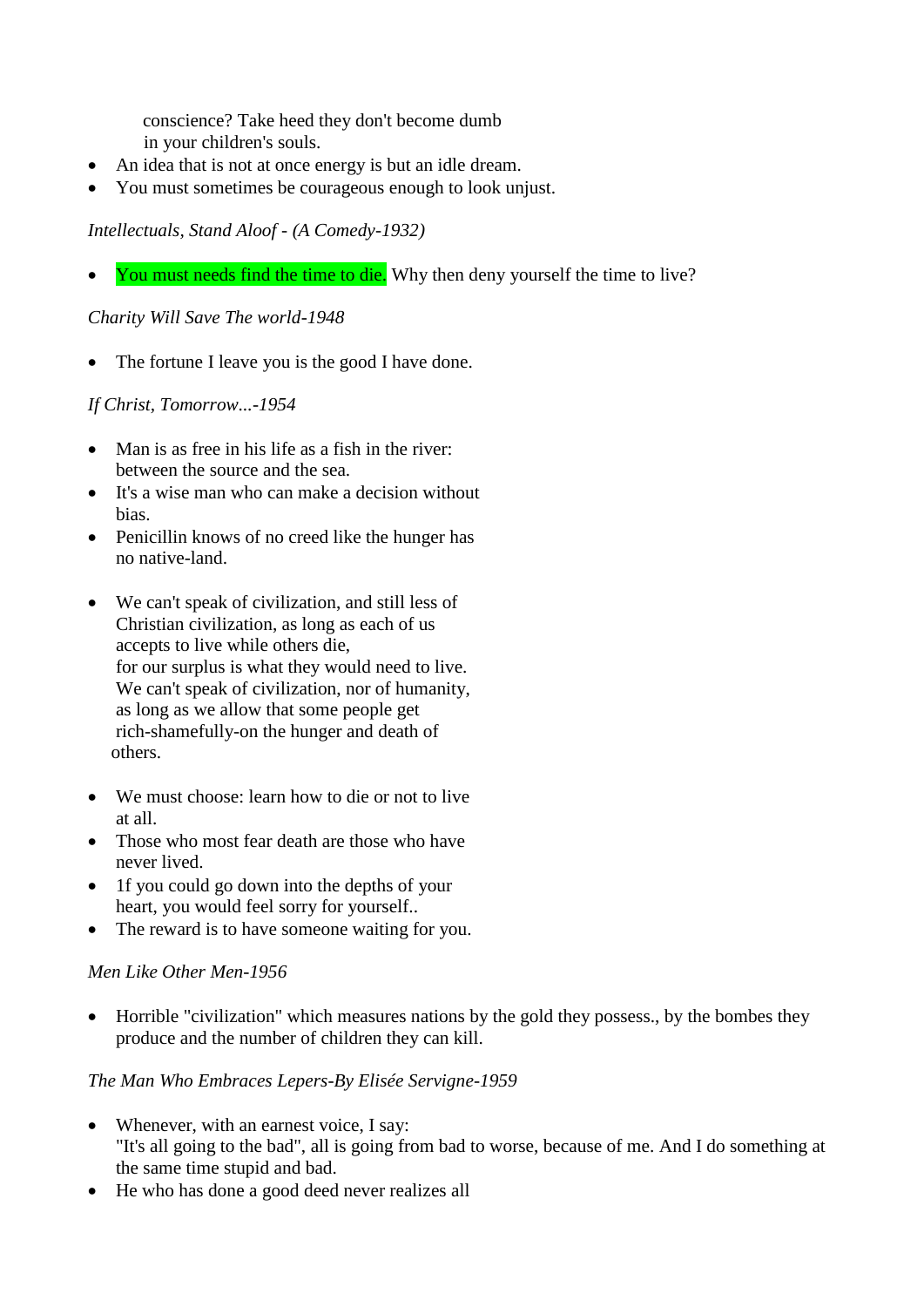conscience? Take heed they don't become dumb
in your children's souls.

- An idea that is not at once energy is but an idle dream.
- You must sometimes be courageous enough to look unjust.

*Intellectuals, Stand Aloof - (A Comedy-1932)*

- You must needs find the time to die. Why then deny yourself the time to live?

*Charity Will Save The world-1948*

- The fortune I leave you is the good I have done.

*If Christ, Tomorrow...-1954*

- Man is as free in his life as a fish in the river:
  between the source and the sea.
- It's a wise man who can make a decision without
  bias.
- Penicillin knows of no creed like the hunger has
  no native-land.

- We can't speak of civilization, and still less of
  Christian civilization, as long as each of us
  accepts to live while others die,
  for our surplus is what they would need to live.
  We can't speak of civilization, nor of humanity,
  as long as we allow that some people get
  rich-shamefully-on the hunger and death of
  others.

- We must choose: learn how to die or not to live
  at all.
- Those who most fear death are those who have
  never lived.
- 1f you could go down into the depths of your
  heart, you would feel sorry for yourself..
- The reward is to have someone waiting for you.

*Men Like Other Men-1956*

- Horrible "civilization" which measures nations by the gold they possess., by the bombes they produce and the number of children they can kill.

*The Man Who Embraces Lepers-By Elisée Servigne-1959*

- Whenever, with an earnest voice, I say:
  "It's all going to the bad", all is going from bad to worse, because of me. And I do something at the same time stupid and bad.
- He who has done a good deed never realizes all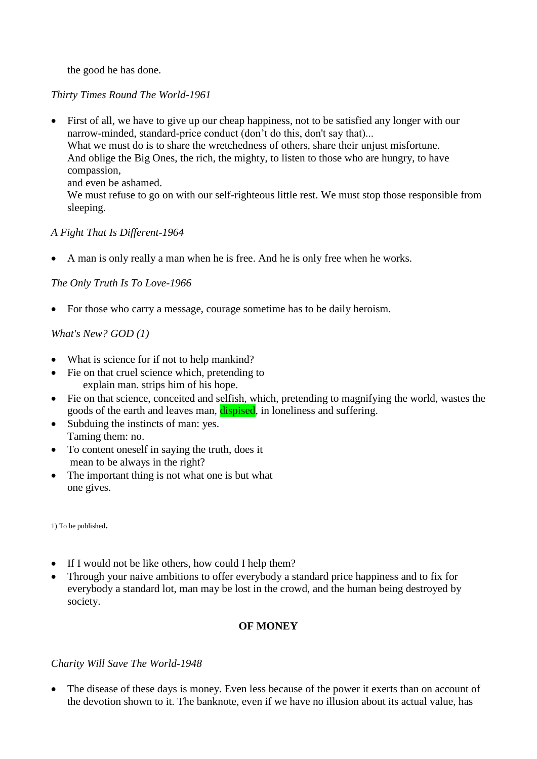the good he has done.

*Thirty Times Round The World-1961*

- First of all, we have to give up our cheap happiness, not to be satisfied any longer with our narrow-minded, standard-price conduct (don't do this, don't say that)...
  What we must do is to share the wretchedness of others, share their unjust misfortune.
  And oblige the Big Ones, the rich, the mighty, to listen to those who are hungry, to have compassion,
  and even be ashamed.
  We must refuse to go on with our self-righteous little rest. We must stop those responsible from sleeping.

*A Fight That Is Different-1964*

- A man is only really a man when he is free. And he is only free when he works.

*The Only Truth Is To Love-1966*

- For those who carry a message, courage sometime has to be daily heroism.

*What's New? GOD (1)*

- What is science for if not to help mankind?
- Fie on that cruel science which, pretending to explain man. strips him of his hope.
- Fie on that science, conceited and selfish, which, pretending to magnifying the world, wastes the goods of the earth and leaves man, dispised, in loneliness and suffering.
- Subduing the instincts of man: yes.
  Taming them: no.
- To content oneself in saying the truth, does it mean to be always in the right?
- The important thing is not what one is but what one gives.

1) To be published.

- If I would not be like others, how could I help them?
- Through your naive ambitions to offer everybody a standard price happiness and to fix for everybody a standard lot, man may be lost in the crowd, and the human being destroyed by society.

## OF MONEY

*Charity Will Save The World-1948*

- The disease of these days is money. Even less because of the power it exerts than on account of the devotion shown to it. The banknote, even if we have no illusion about its actual value, has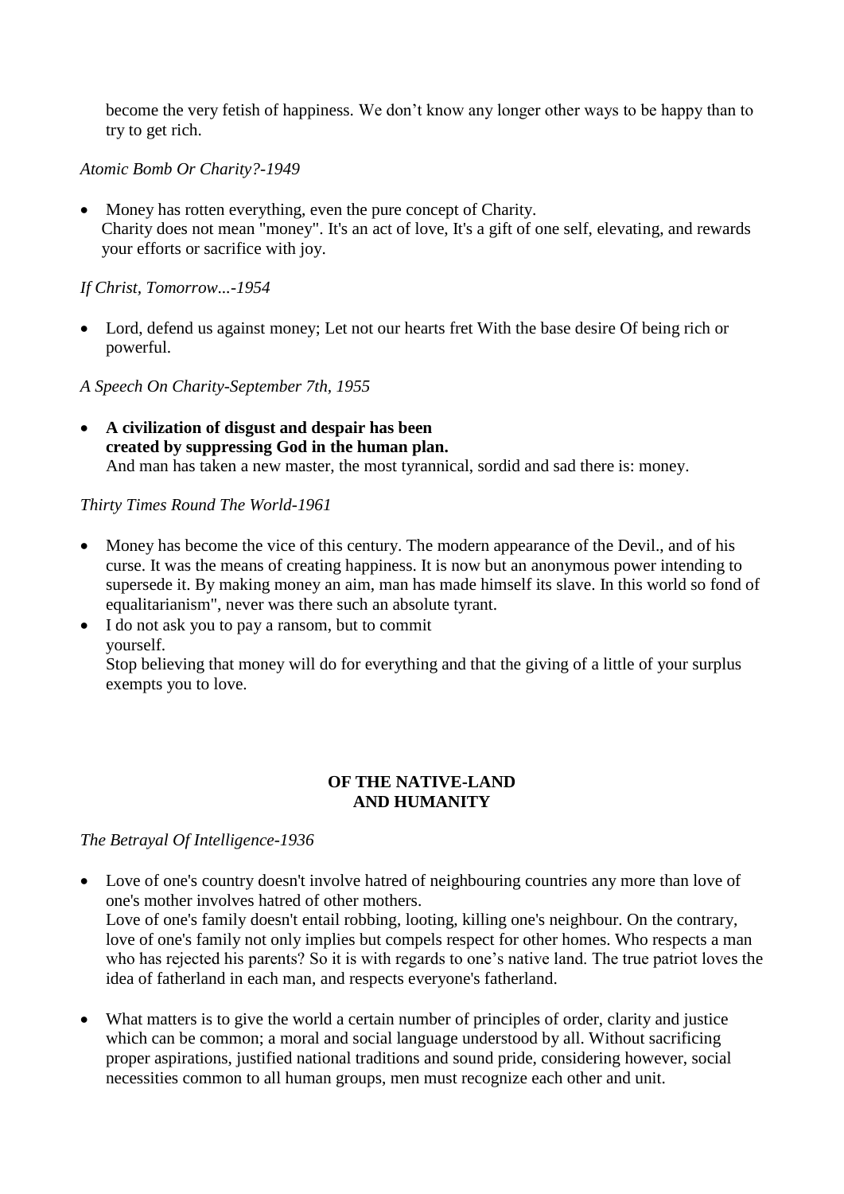become the very fetish of happiness. We don’t know any longer other ways to be happy than to try to get rich.

*Atomic Bomb Or Charity?-1949*

- Money has rotten everything, even the pure concept of Charity.
  Charity does not mean "money". It's an act of love, It's a gift of one self, elevating, and rewards your efforts or sacrifice with joy.

*If Christ, Tomorrow...-1954*

- Lord, defend us against money; Let not our hearts fret With the base desire Of being rich or powerful.

*A Speech On Charity-September 7th, 1955*

- **A civilization of disgust and despair has been created by suppressing God in the human plan.**
  And man has taken a new master, the most tyrannical, sordid and sad there is: money.

*Thirty Times Round The World-1961*

- Money has become the vice of this century. The modern appearance of the Devil., and of his curse. It was the means of creating happiness. It is now but an anonymous power intending to supersede it. By making money an aim, man has made himself its slave. In this world so fond of equalitarianism", never was there such an absolute tyrant.
- I do not ask you to pay a ransom, but to commit yourself.
  Stop believing that money will do for everything and that the giving of a little of your surplus exempts you to love.

## OF THE NATIVE-LAND AND HUMANITY

*The Betrayal Of Intelligence-1936*

- Love of one's country doesn't involve hatred of neighbouring countries any more than love of one's mother involves hatred of other mothers.
  Love of one's family doesn't entail robbing, looting, killing one's neighbour. On the contrary, love of one's family not only implies but compels respect for other homes. Who respects a man who has rejected his parents? So it is with regards to one’s native land. The true patriot loves the idea of fatherland in each man, and respects everyone's fatherland.

- What matters is to give the world a certain number of principles of order, clarity and justice which can be common; a moral and social language understood by all. Without sacrificing proper aspirations, justified national traditions and sound pride, considering however, social necessities common to all human groups, men must recognize each other and unit.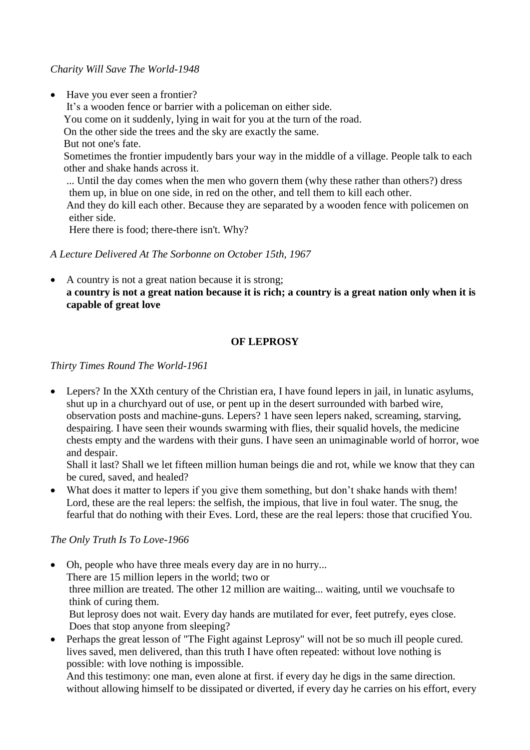*Charity Will Save The World-1948*

- Have you ever seen a frontier?
  It's a wooden fence or barrier with a policeman on either side.
  You come on it suddenly, lying in wait for you at the turn of the road.
  On the other side the trees and the sky are exactly the same.
  But not one's fate.
  Sometimes the frontier impudently bars your way in the middle of a village. People talk to each other and shake hands across it.
  ... Until the day comes when the men who govern them (why these rather than others?) dress them up, in blue on one side, in red on the other, and tell them to kill each other.
  And they do kill each other. Because they are separated by a wooden fence with policemen on either side.
  Here there is food; there-there isn't. Why?

*A Lecture Delivered At The Sorbonne on October 15th, 1967*

- A country is not a great nation because it is strong;
  **a country is not a great nation because it is rich; a country is a great nation only when it is capable of great love**

## OF LEPROSY

*Thirty Times Round The World-1961*

- Lepers? In the XXth century of the Christian era, I have found lepers in jail, in lunatic asylums, shut up in a churchyard out of use, or pent up in the desert surrounded with barbed wire, observation posts and machine-guns. Lepers? 1 have seen lepers naked, screaming, starving, despairing. I have seen their wounds swarming with flies, their squalid hovels, the medicine chests empty and the wardens with their guns. I have seen an unimaginable world of horror, woe and despair.
  Shall it last? Shall we let fifteen million human beings die and rot, while we know that they can be cured, saved, and healed?
- What does it matter to lepers if you give them something, but don't shake hands with them! Lord, these are the real lepers: the selfish, the impious, that live in foul water. The snug, the fearful that do nothing with their Eves. Lord, these are the real lepers: those that crucified You.

*The Only Truth Is To Love-1966*

- Oh, people who have three meals every day are in no hurry...
  There are 15 million lepers in the world; two or
  three million are treated. The other 12 million are waiting... waiting, until we vouchsafe to think of curing them.
  But leprosy does not wait. Every day hands are mutilated for ever, feet putrefy, eyes close. Does that stop anyone from sleeping?
- Perhaps the great lesson of "The Fight against Leprosy" will not be so much ill people cured. lives saved, men delivered, than this truth I have often repeated: without love nothing is possible: with love nothing is impossible.
  And this testimony: one man, even alone at first. if every day he digs in the same direction. without allowing himself to be dissipated or diverted, if every day he carries on his effort, every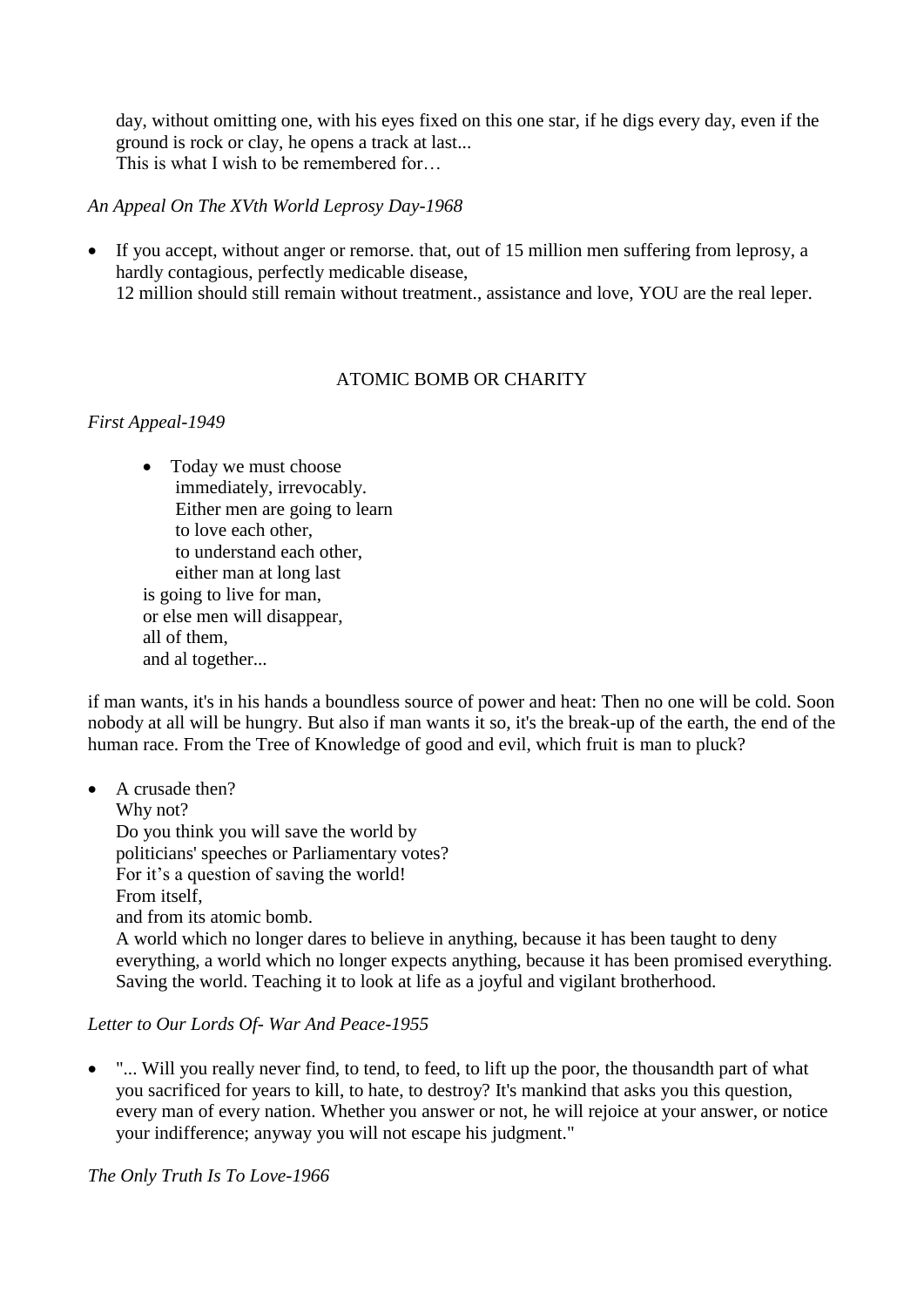day, without omitting one, with his eyes fixed on this one star, if he digs every day, even if the ground is rock or clay, he opens a track at last...
This is what I wish to be remembered for…

*An Appeal On The XVth World Leprosy Day-1968*

- If you accept, without anger or remorse. that, out of 15 million men suffering from leprosy, a hardly contagious, perfectly medicable disease,
  12 million should still remain without treatment., assistance and love, YOU are the real leper.

## ATOMIC BOMB OR CHARITY

*First Appeal-1949*

- Today we must choose
  immediately, irrevocably.
  Either men are going to learn
  to love each other,
  to understand each other,
  either man at long last
  is going to live for man,
  or else men will disappear,
  all of them,
  and al together...

if man wants, it's in his hands a boundless source of power and heat: Then no one will be cold. Soon nobody at all will be hungry. But also if man wants it so, it's the break-up of the earth, the end of the human race. From the Tree of Knowledge of good and evil, which fruit is man to pluck?

- A crusade then?
  Why not?
  Do you think you will save the world by
  politicians' speeches or Parliamentary votes?
  For it's a question of saving the world!
  From itself,
  and from its atomic bomb.
  A world which no longer dares to believe in anything, because it has been taught to deny everything, a world which no longer expects anything, because it has been promised everything. Saving the world. Teaching it to look at life as a joyful and vigilant brotherhood.

*Letter to Our Lords Of- War And Peace-1955*

- "... Will you really never find, to tend, to feed, to lift up the poor, the thousandth part of what you sacrificed for years to kill, to hate, to destroy? It's mankind that asks you this question, every man of every nation. Whether you answer or not, he will rejoice at your answer, or notice your indifference; anyway you will not escape his judgment."

*The Only Truth Is To Love-1966*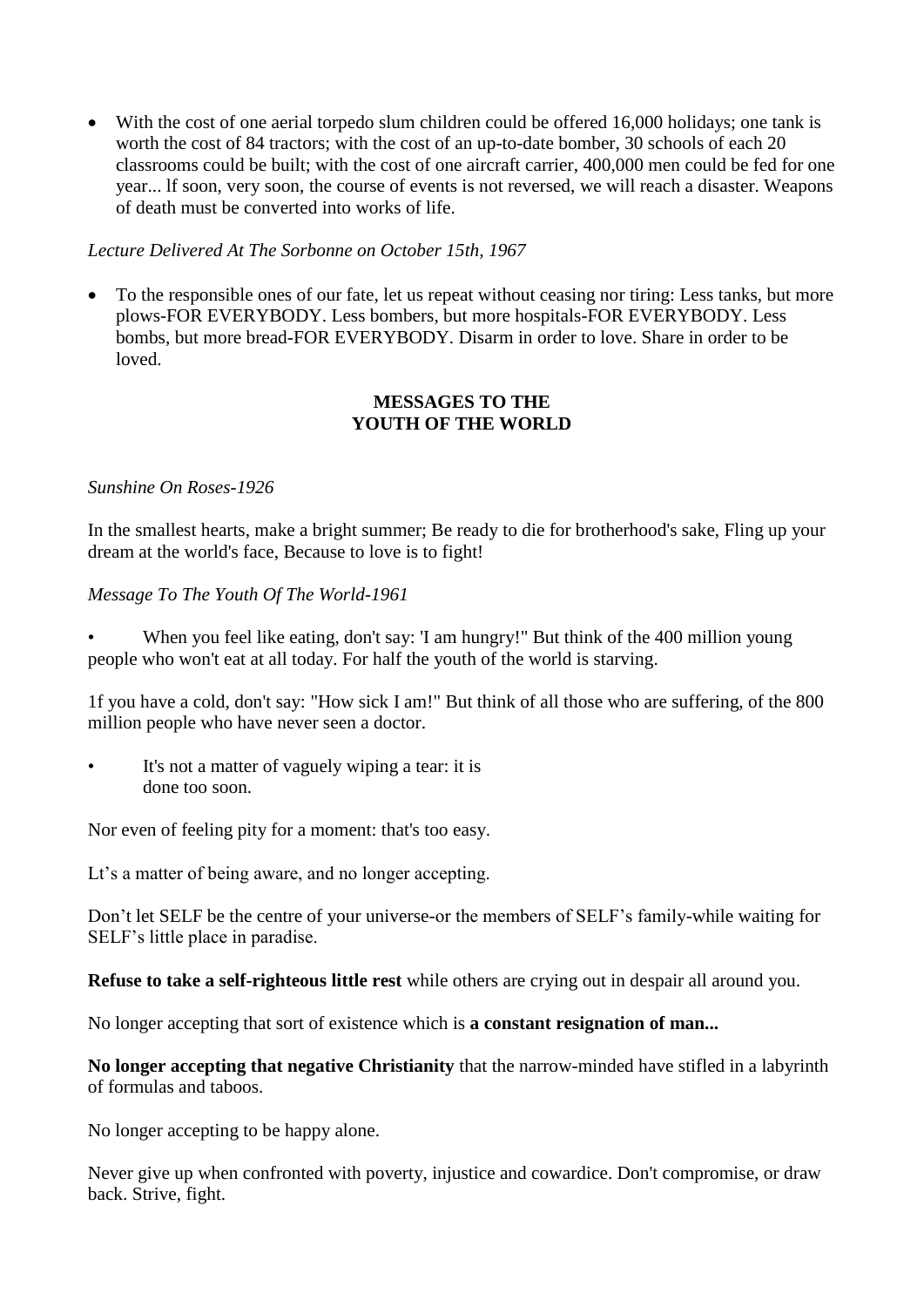- With the cost of one aerial torpedo slum children could be offered 16,000 holidays; one tank is worth the cost of 84 tractors; with the cost of an up-to-date bomber, 30 schools of each 20 classrooms could be built; with the cost of one aircraft carrier, 400,000 men could be fed for one year... lf soon, very soon, the course of events is not reversed, we will reach a disaster. Weapons of death must be converted into works of life.

*Lecture Delivered At The Sorbonne on October 15th, 1967*

- To the responsible ones of our fate, let us repeat without ceasing nor tiring: Less tanks, but more plows-FOR EVERYBODY. Less bombers, but more hospitals-FOR EVERYBODY. Less bombs, but more bread-FOR EVERYBODY. Disarm in order to love. Share in order to be loved.

## MESSAGES TO THE YOUTH OF THE WORLD

*Sunshine On Roses-1926*

In the smallest hearts, make a bright summer; Be ready to die for brotherhood's sake, Fling up your dream at the world's face, Because to love is to fight!

*Message To The Youth Of The World-1961*

- When you feel like eating, don't say: 'I am hungry!" But think of the 400 million young people who won't eat at all today. For half the youth of the world is starving.

1f you have a cold, don't say: "How sick I am!" But think of all those who are suffering, of the 800 million people who have never seen a doctor.

- It's not a matter of vaguely wiping a tear: it is done too soon.

Nor even of feeling pity for a moment: that's too easy.

Lt's a matter of being aware, and no longer accepting.

Don't let SELF be the centre of your universe-or the members of SELF's family-while waiting for SELF's little place in paradise.

**Refuse to take a self-righteous little rest** while others are crying out in despair all around you.

No longer accepting that sort of existence which is **a constant resignation of man...**

**No longer accepting that negative Christianity** that the narrow-minded have stifled in a labyrinth of formulas and taboos.

No longer accepting to be happy alone.

Never give up when confronted with poverty, injustice and cowardice. Don't compromise, or draw back. Strive, fight.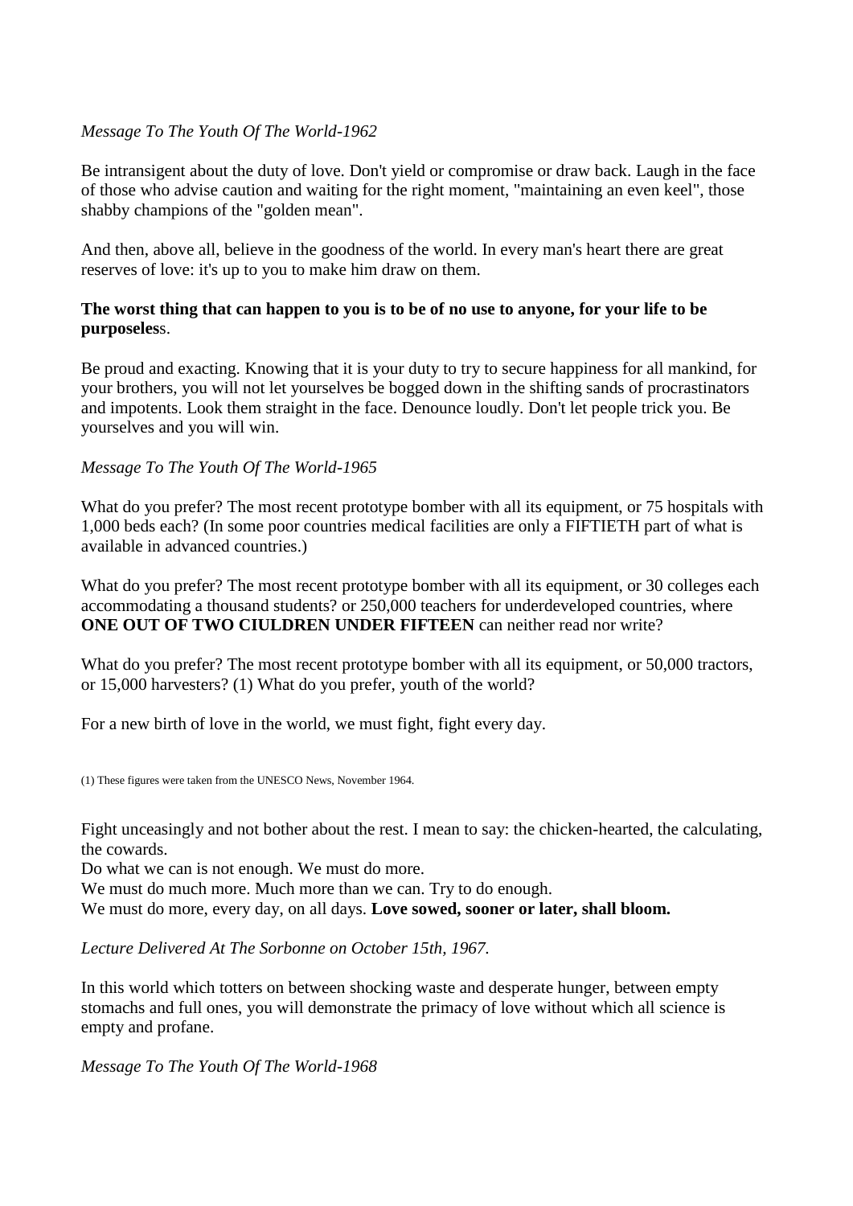*Message To The Youth Of The World-1962*

Be intransigent about the duty of love. Don't yield or compromise or draw back. Laugh in the face of those who advise caution and waiting for the right moment, "maintaining an even keel", those shabby champions of the "golden mean".

And then, above all, believe in the goodness of the world. In every man's heart there are great reserves of love: it's up to you to make him draw on them.

**The worst thing that can happen to you is to be of no use to anyone, for your life to be purposeles**s.

Be proud and exacting. Knowing that it is your duty to try to secure happiness for all mankind, for your brothers, you will not let yourselves be bogged down in the shifting sands of procrastinators and impotents. Look them straight in the face. Denounce loudly. Don't let people trick you. Be yourselves and you will win.

*Message To The Youth Of The World-1965*

What do you prefer? The most recent prototype bomber with all its equipment, or 75 hospitals with 1,000 beds each? (In some poor countries medical facilities are only a FIFTIETH part of what is available in advanced countries.)

What do you prefer? The most recent prototype bomber with all its equipment, or 30 colleges each accommodating a thousand students? or 250,000 teachers for underdeveloped countries, where **ONE OUT OF TWO CIULDREN UNDER FIFTEEN** can neither read nor write?

What do you prefer? The most recent prototype bomber with all its equipment, or 50,000 tractors, or 15,000 harvesters? (1) What do you prefer, youth of the world?

For a new birth of love in the world, we must fight, fight every day.

(1) These figures were taken from the UNESCO News, November 1964.

Fight unceasingly and not bother about the rest. I mean to say: the chicken-hearted, the calculating, the cowards.
Do what we can is not enough. We must do more.
We must do much more. Much more than we can. Try to do enough.
We must do more, every day, on all days. **Love sowed, sooner or later, shall bloom.**

*Lecture Delivered At The Sorbonne on October 15th, 1967.*

In this world which totters on between shocking waste and desperate hunger, between empty stomachs and full ones, you will demonstrate the primacy of love without which all science is empty and profane.

*Message To The Youth Of The World-1968*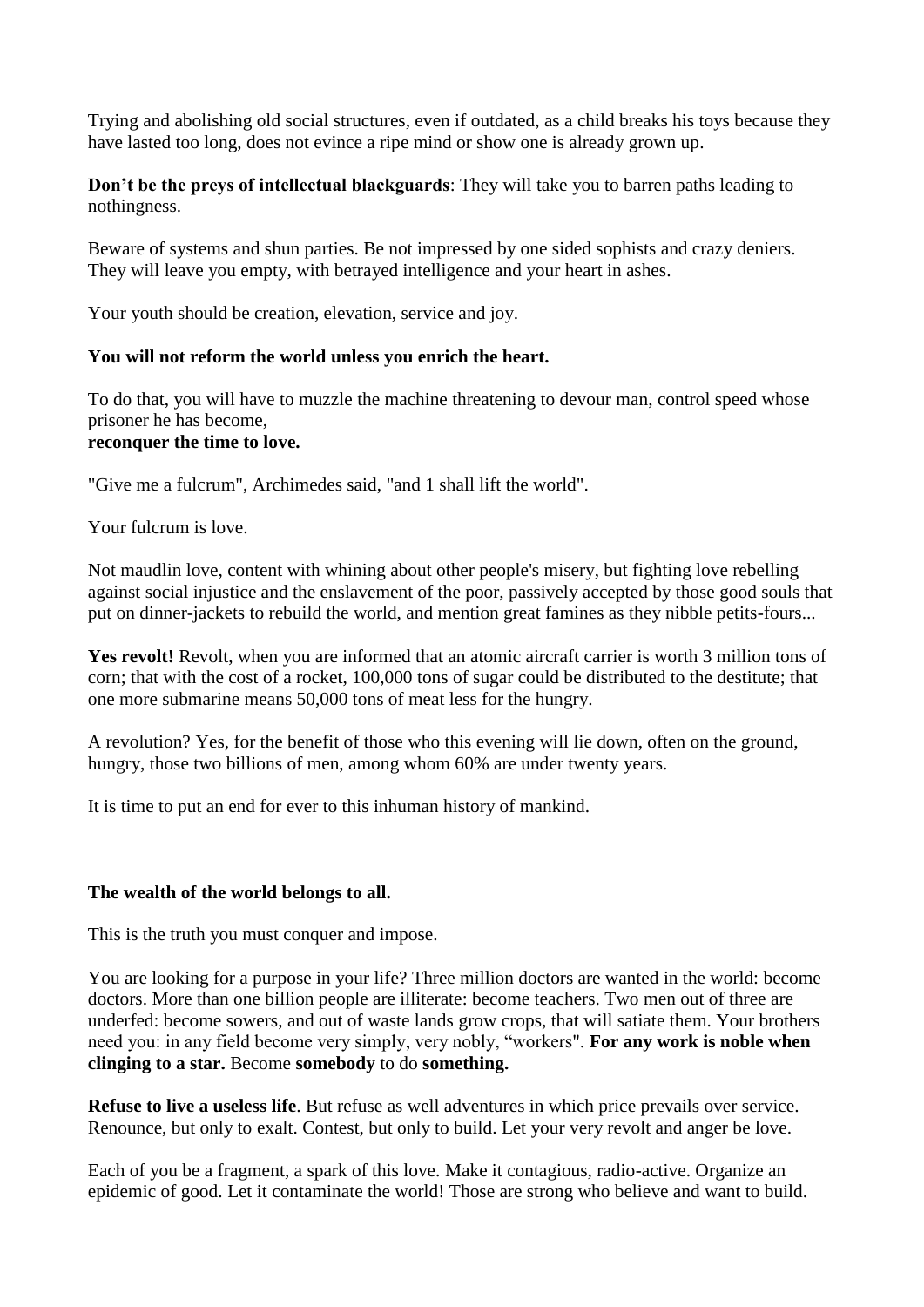Trying and abolishing old social structures, even if outdated, as a child breaks his toys because they have lasted too long, does not evince a ripe mind or show one is already grown up.

**Don't be the preys of intellectual blackguards**: They will take you to barren paths leading to nothingness.

Beware of systems and shun parties. Be not impressed by one sided sophists and crazy deniers. They will leave you empty, with betrayed intelligence and your heart in ashes.

Your youth should be creation, elevation, service and joy.

**You will not reform the world unless you enrich the heart.**

To do that, you will have to muzzle the machine threatening to devour man, control speed whose prisoner he has become,
**reconquer the time to love.**

"Give me a fulcrum", Archimedes said, "and 1 shall lift the world".

Your fulcrum is love.

Not maudlin love, content with whining about other people's misery, but fighting love rebelling against social injustice and the enslavement of the poor, passively accepted by those good souls that put on dinner-jackets to rebuild the world, and mention great famines as they nibble petits-fours...

**Yes revolt!** Revolt, when you are informed that an atomic aircraft carrier is worth 3 million tons of corn; that with the cost of a rocket, 100,000 tons of sugar could be distributed to the destitute; that one more submarine means 50,000 tons of meat less for the hungry.

A revolution? Yes, for the benefit of those who this evening will lie down, often on the ground, hungry, those two billions of men, among whom 60% are under twenty years.

It is time to put an end for ever to this inhuman history of mankind.

**The wealth of the world belongs to all.**

This is the truth you must conquer and impose.

You are looking for a purpose in your life? Three million doctors are wanted in the world: become doctors. More than one billion people are illiterate: become teachers. Two men out of three are underfed: become sowers, and out of waste lands grow crops, that will satiate them. Your brothers need you: in any field become very simply, very nobly, "workers". **For any work is noble when clinging to a star.** Become **somebody** to do **something.**

**Refuse to live a useless life**. But refuse as well adventures in which price prevails over service. Renounce, but only to exalt. Contest, but only to build. Let your very revolt and anger be love.

Each of you be a fragment, a spark of this love. Make it contagious, radio-active. Organize an epidemic of good. Let it contaminate the world! Those are strong who believe and want to build.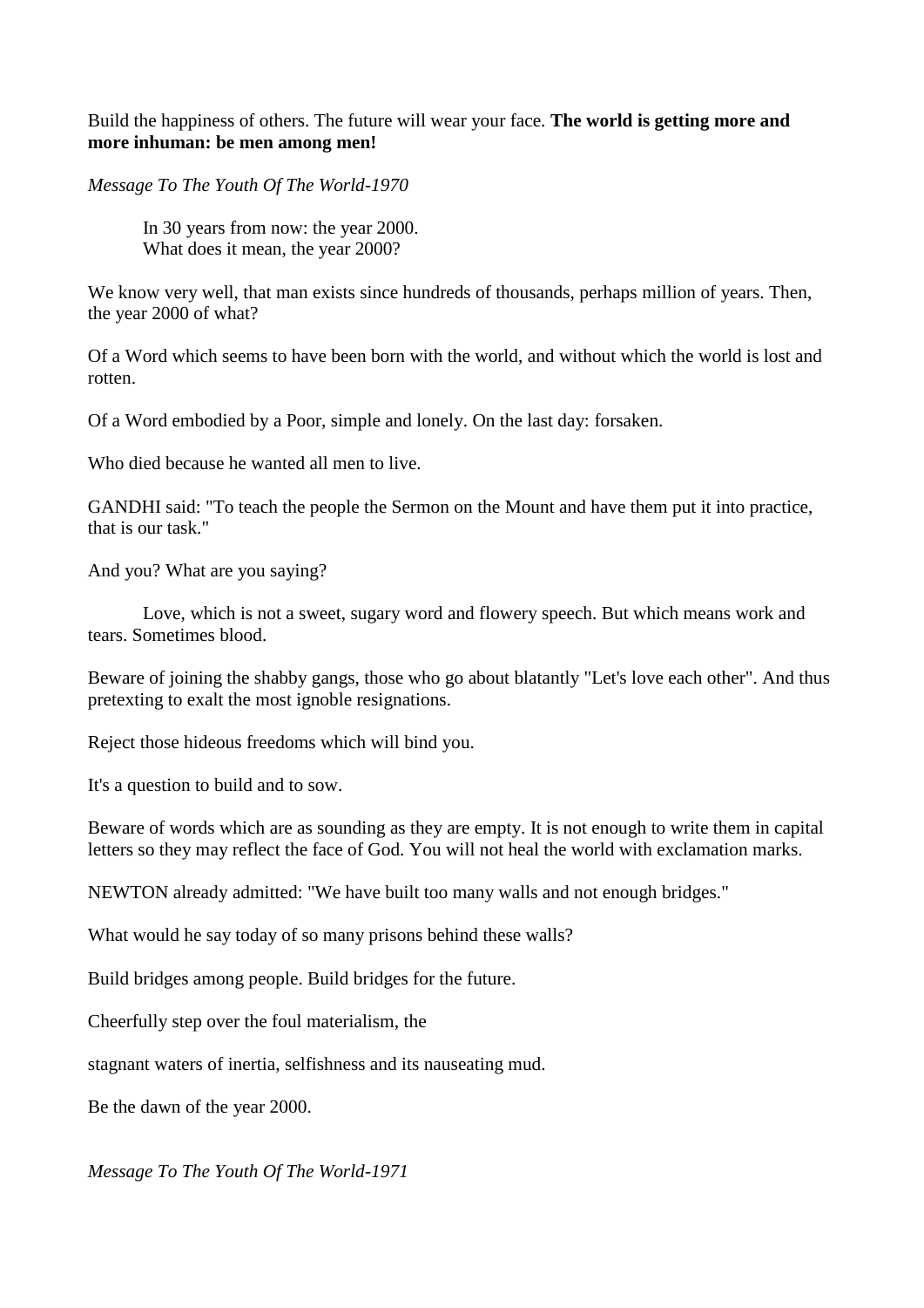Build the happiness of others. The future will wear your face. **The world is getting more and more inhuman: be men among men!**

*Message To The Youth Of The World-1970*

In 30 years from now: the year 2000.
What does it mean, the year 2000?

We know very well, that man exists since hundreds of thousands, perhaps million of years. Then, the year 2000 of what?

Of a Word which seems to have been born with the world, and without which the world is lost and rotten.

Of a Word embodied by a Poor, simple and lonely. On the last day: forsaken.

Who died because he wanted all men to live.

GANDHI said: "To teach the people the Sermon on the Mount and have them put it into practice, that is our task."

And you? What are you saying?

Love, which is not a sweet, sugary word and flowery speech. But which means work and tears. Sometimes blood.

Beware of joining the shabby gangs, those who go about blatantly "Let's love each other". And thus pretexting to exalt the most ignoble resignations.

Reject those hideous freedoms which will bind you.

It's a question to build and to sow.

Beware of words which are as sounding as they are empty. It is not enough to write them in capital letters so they may reflect the face of God. You will not heal the world with exclamation marks.

NEWTON already admitted: "We have built too many walls and not enough bridges."

What would he say today of so many prisons behind these walls?

Build bridges among people. Build bridges for the future.

Cheerfully step over the foul materialism, the

stagnant waters of inertia, selfishness and its nauseating mud.

Be the dawn of the year 2000.

*Message To The Youth Of The World-1971*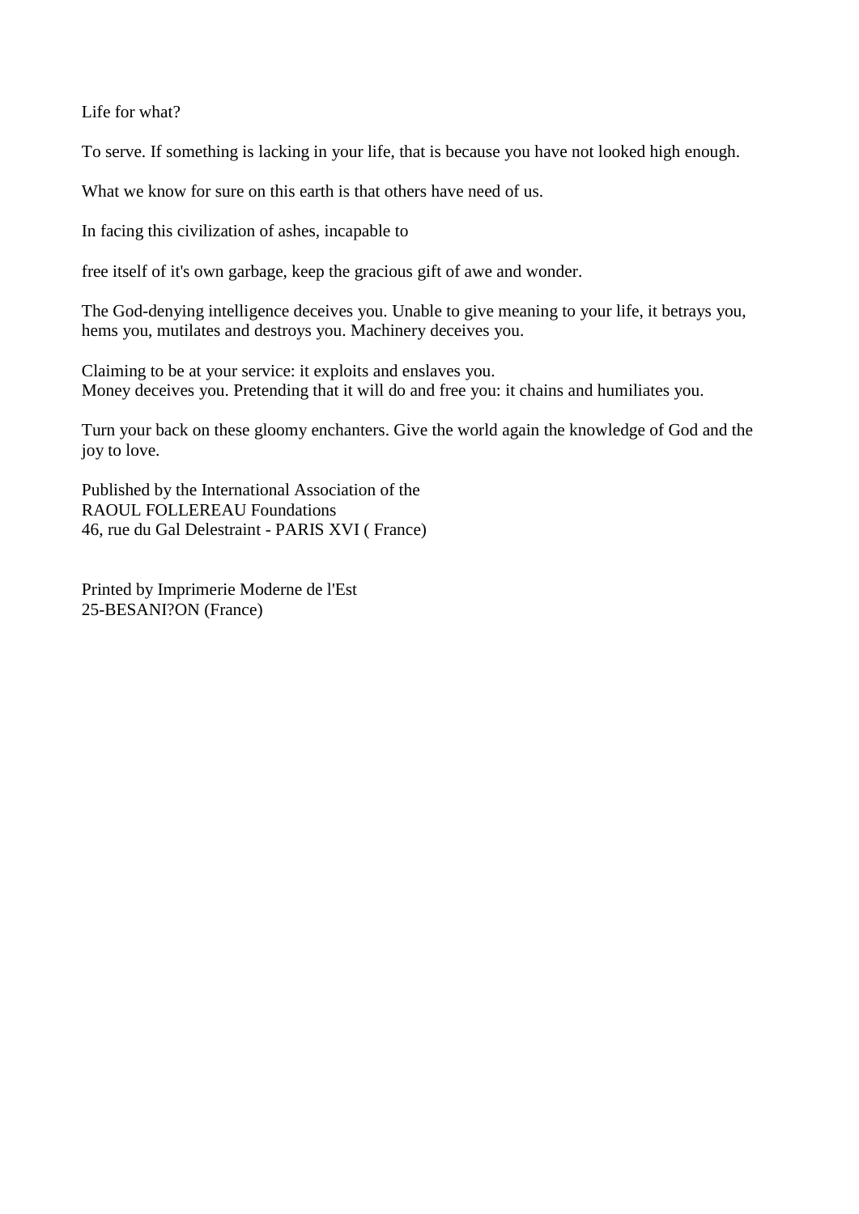Life for what?

To serve. If something is lacking in your life, that is because you have not looked high enough.

What we know for sure on this earth is that others have need of us.

In facing this civilization of ashes, incapable to

free itself of it's own garbage, keep the gracious gift of awe and wonder.

The God-denying intelligence deceives you. Unable to give meaning to your life, it betrays you, hems you, mutilates and destroys you. Machinery deceives you.

Claiming to be at your service: it exploits and enslaves you.
Money deceives you. Pretending that it will do and free you: it chains and humiliates you.

Turn your back on these gloomy enchanters. Give the world again the knowledge of God and the joy to love.

Published by the International Association of the
RAOUL FOLLEREAU Foundations
46, rue du Gal Delestraint - PARIS XVI ( France)

Printed by Imprimerie Moderne de l'Est
25-BESANI?ON (France)